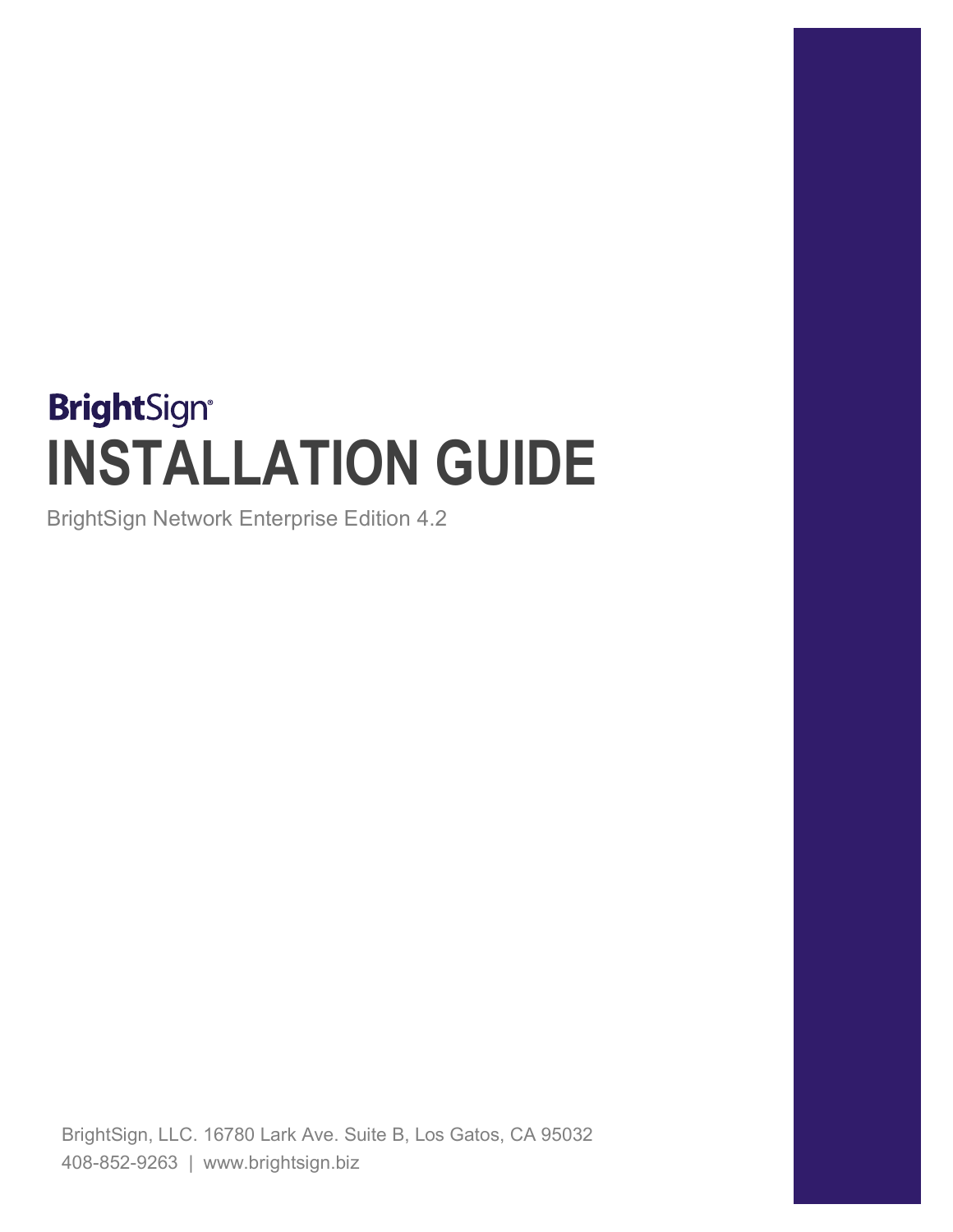BrightSign®

# INSTALLATION GUIDE

BrightSign Network Enterprise Edition 4.2

BrightSign, LLC. 16780 Lark Ave. Suite B, Los Gatos, CA 95032
408-852-9263 | www.brightsign.biz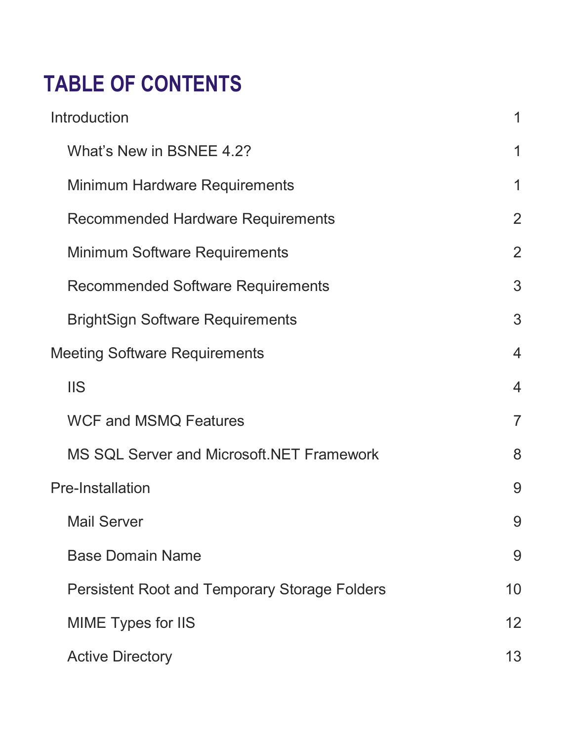# TABLE OF CONTENTS

| | |
|---|---|
| Introduction | 1 |
| What's New in BSNEE 4.2? | 1 |
| Minimum Hardware Requirements | 1 |
| Recommended Hardware Requirements | 2 |
| Minimum Software Requirements | 2 |
| Recommended Software Requirements | 3 |
| BrightSign Software Requirements | 3 |
| Meeting Software Requirements | 4 |
| IIS | 4 |
| WCF and MSMQ Features | 7 |
| MS SQL Server and Microsoft.NET Framework | 8 |
| Pre-Installation | 9 |
| Mail Server | 9 |
| Base Domain Name | 9 |
| Persistent Root and Temporary Storage Folders | 10 |
| MIME Types for IIS | 12 |
| Active Directory | 13 |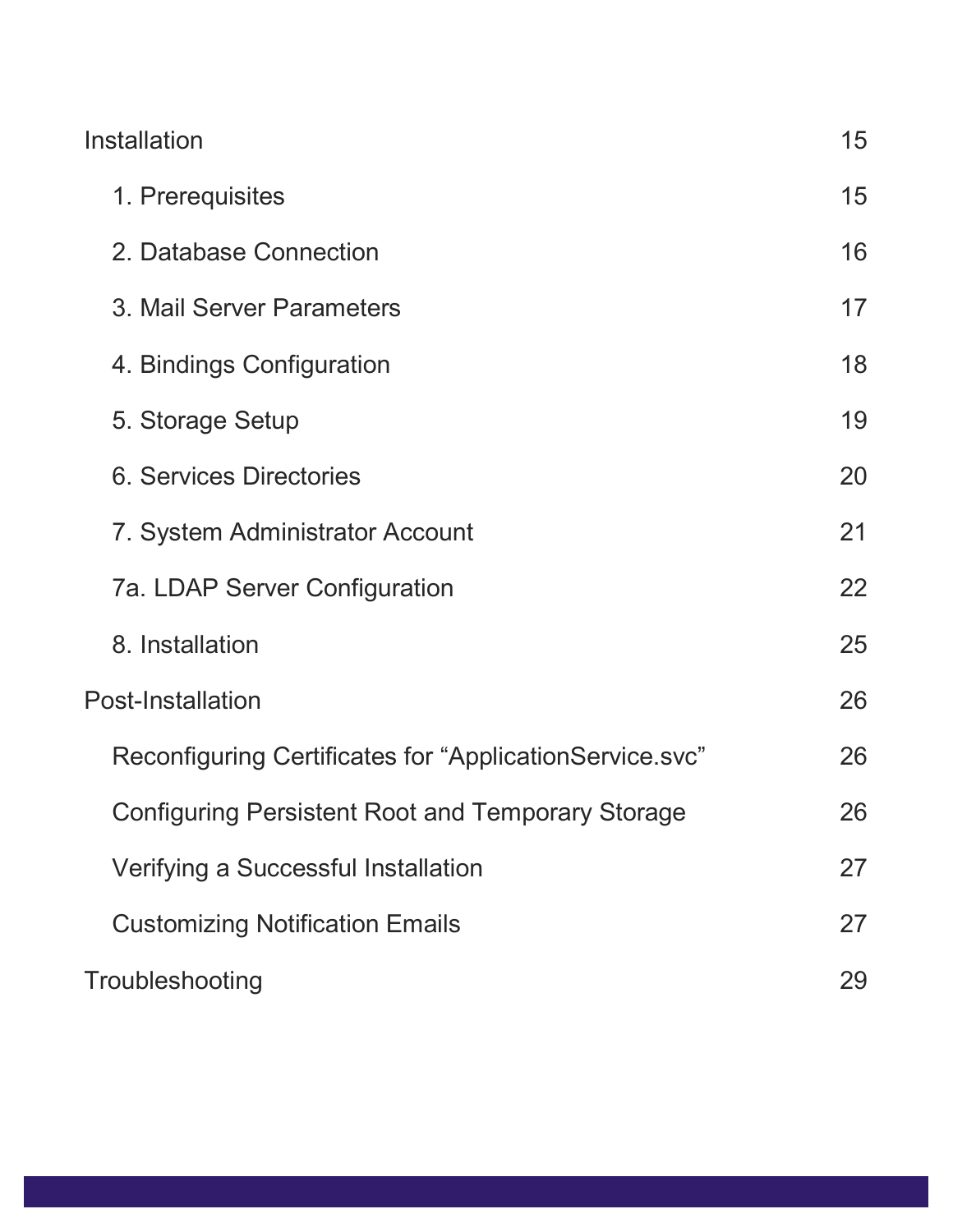| | |
|---|---|
| Installation | 15 |
| 1. Prerequisites | 15 |
| 2. Database Connection | 16 |
| 3. Mail Server Parameters | 17 |
| 4. Bindings Configuration | 18 |
| 5. Storage Setup | 19 |
| 6. Services Directories | 20 |
| 7. System Administrator Account | 21 |
| 7a. LDAP Server Configuration | 22 |
| 8. Installation | 25 |
| Post-Installation | 26 |
| Reconfiguring Certificates for “ApplicationService.svc” | 26 |
| Configuring Persistent Root and Temporary Storage | 26 |
| Verifying a Successful Installation | 27 |
| Customizing Notification Emails | 27 |
| Troubleshooting | 29 |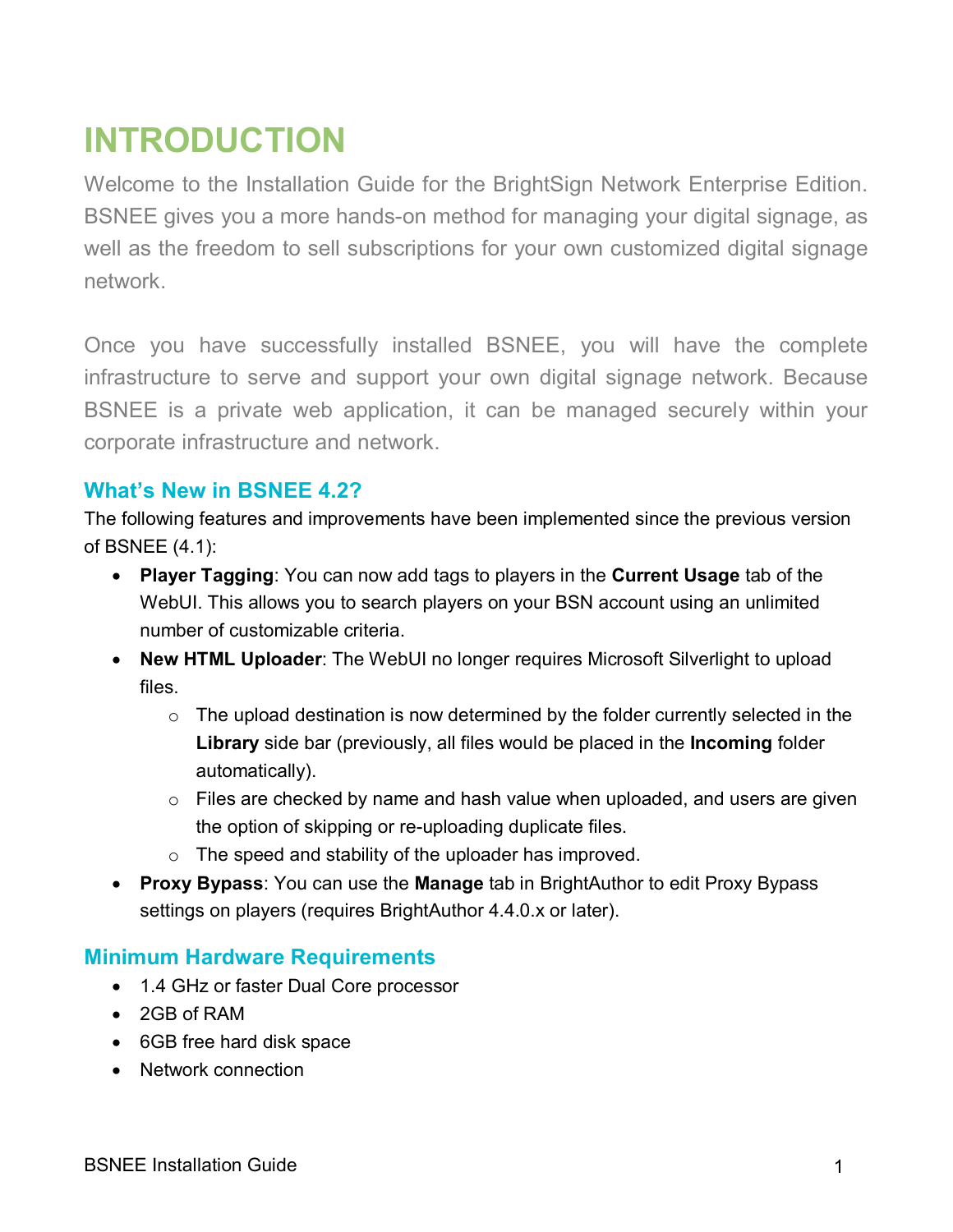# INTRODUCTION

Welcome to the Installation Guide for the BrightSign Network Enterprise Edition. BSNEE gives you a more hands-on method for managing your digital signage, as well as the freedom to sell subscriptions for your own customized digital signage network.

Once you have successfully installed BSNEE, you will have the complete infrastructure to serve and support your own digital signage network. Because BSNEE is a private web application, it can be managed securely within your corporate infrastructure and network.

## What's New in BSNEE 4.2?

The following features and improvements have been implemented since the previous version of BSNEE (4.1):

- **Player Tagging**: You can now add tags to players in the **Current Usage** tab of the WebUI. This allows you to search players on your BSN account using an unlimited number of customizable criteria.
- **New HTML Uploader**: The WebUI no longer requires Microsoft Silverlight to upload files.
    - The upload destination is now determined by the folder currently selected in the **Library** side bar (previously, all files would be placed in the **Incoming** folder automatically).
    - Files are checked by name and hash value when uploaded, and users are given the option of skipping or re-uploading duplicate files.
    - The speed and stability of the uploader has improved.
- **Proxy Bypass**: You can use the **Manage** tab in BrightAuthor to edit Proxy Bypass settings on players (requires BrightAuthor 4.4.0.x or later).

## Minimum Hardware Requirements

- 1.4 GHz or faster Dual Core processor
- 2GB of RAM
- 6GB free hard disk space
- Network connection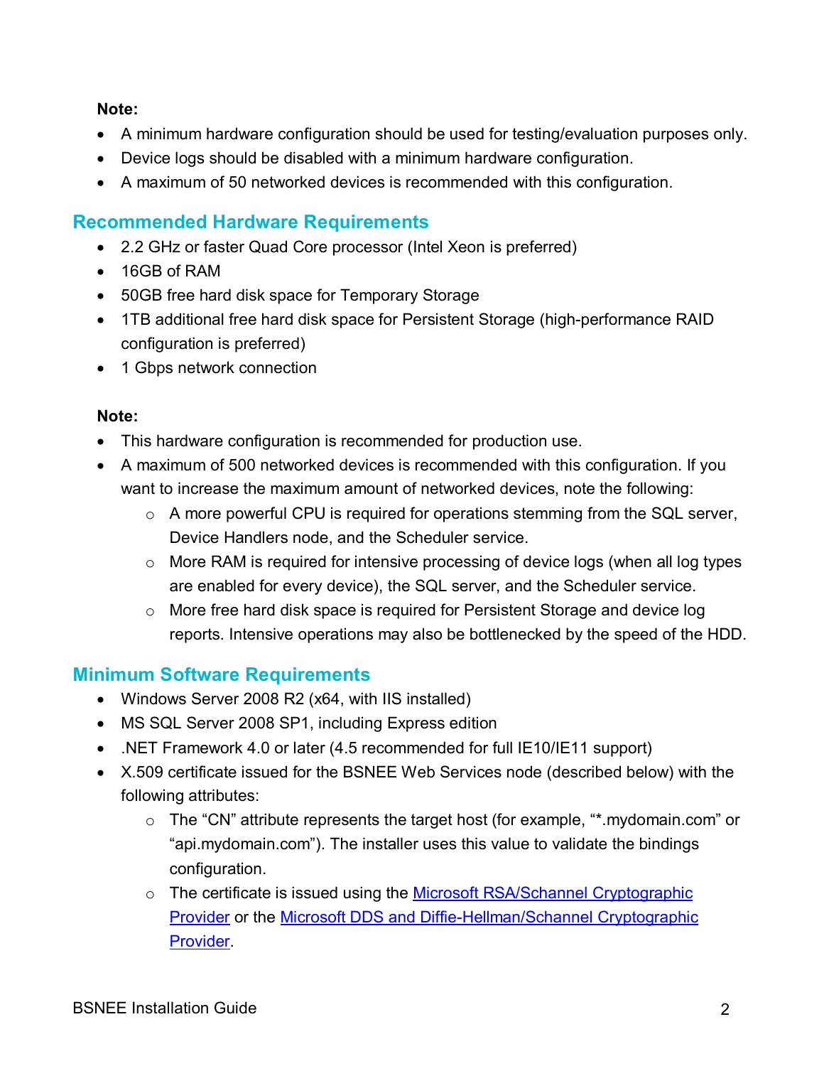**Note:**

- A minimum hardware configuration should be used for testing/evaluation purposes only.
- Device logs should be disabled with a minimum hardware configuration.
- A maximum of 50 networked devices is recommended with this configuration.

## Recommended Hardware Requirements

- 2.2 GHz or faster Quad Core processor (Intel Xeon is preferred)
- 16GB of RAM
- 50GB free hard disk space for Temporary Storage
- 1TB additional free hard disk space for Persistent Storage (high-performance RAID configuration is preferred)
- 1 Gbps network connection

**Note:**

- This hardware configuration is recommended for production use.
- A maximum of 500 networked devices is recommended with this configuration. If you want to increase the maximum amount of networked devices, note the following:
  - A more powerful CPU is required for operations stemming from the SQL server, Device Handlers node, and the Scheduler service.
  - More RAM is required for intensive processing of device logs (when all log types are enabled for every device), the SQL server, and the Scheduler service.
  - More free hard disk space is required for Persistent Storage and device log reports. Intensive operations may also be bottlenecked by the speed of the HDD.

## Minimum Software Requirements

- Windows Server 2008 R2 (x64, with IIS installed)
- MS SQL Server 2008 SP1, including Express edition
- .NET Framework 4.0 or later (4.5 recommended for full IE10/IE11 support)
- X.509 certificate issued for the BSNEE Web Services node (described below) with the following attributes:
  - The "CN" attribute represents the target host (for example, "*.mydomain.com" or "api.mydomain.com"). The installer uses this value to validate the bindings configuration.
  - The certificate is issued using the Microsoft RSA/Schannel Cryptographic Provider or the Microsoft DDS and Diffie-Hellman/Schannel Cryptographic Provider.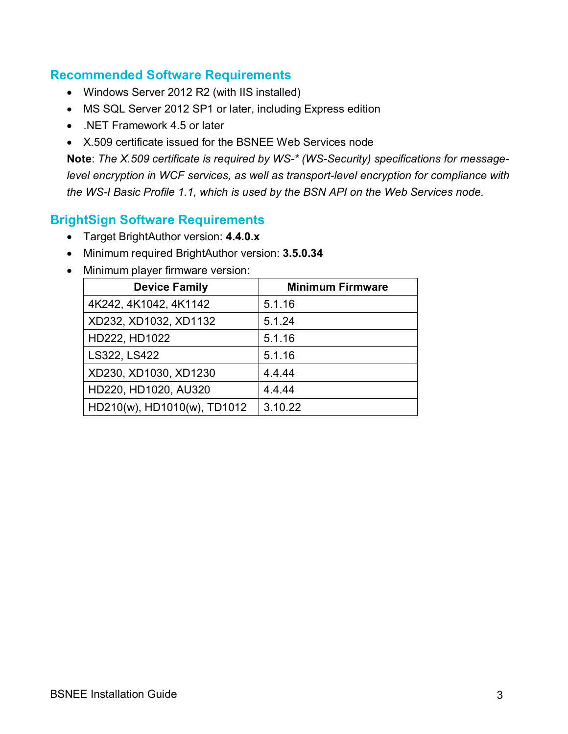## Recommended Software Requirements

- Windows Server 2012 R2 (with IIS installed)
- MS SQL Server 2012 SP1 or later, including Express edition
- .NET Framework 4.5 or later
- X.509 certificate issued for the BSNEE Web Services node

**Note**: *The X.509 certificate is required by WS-* (WS-Security) specifications for message-level encryption in WCF services, as well as transport-level encryption for compliance with the WS-I Basic Profile 1.1, which is used by the BSN API on the Web Services node.*

## BrightSign Software Requirements

- Target BrightAuthor version: **4.4.0.x**
- Minimum required BrightAuthor version: **3.5.0.34**
- Minimum player firmware version:

| Device Family | Minimum Firmware |
|---|---|
| 4K242, 4K1042, 4K1142 | 5.1.16 |
| XD232, XD1032, XD1132 | 5.1.24 |
| HD222, HD1022 | 5.1.16 |
| LS322, LS422 | 5.1.16 |
| XD230, XD1030, XD1230 | 4.4.44 |
| HD220, HD1020, AU320 | 4.4.44 |
| HD210(w), HD1010(w), TD1012 | 3.10.22 |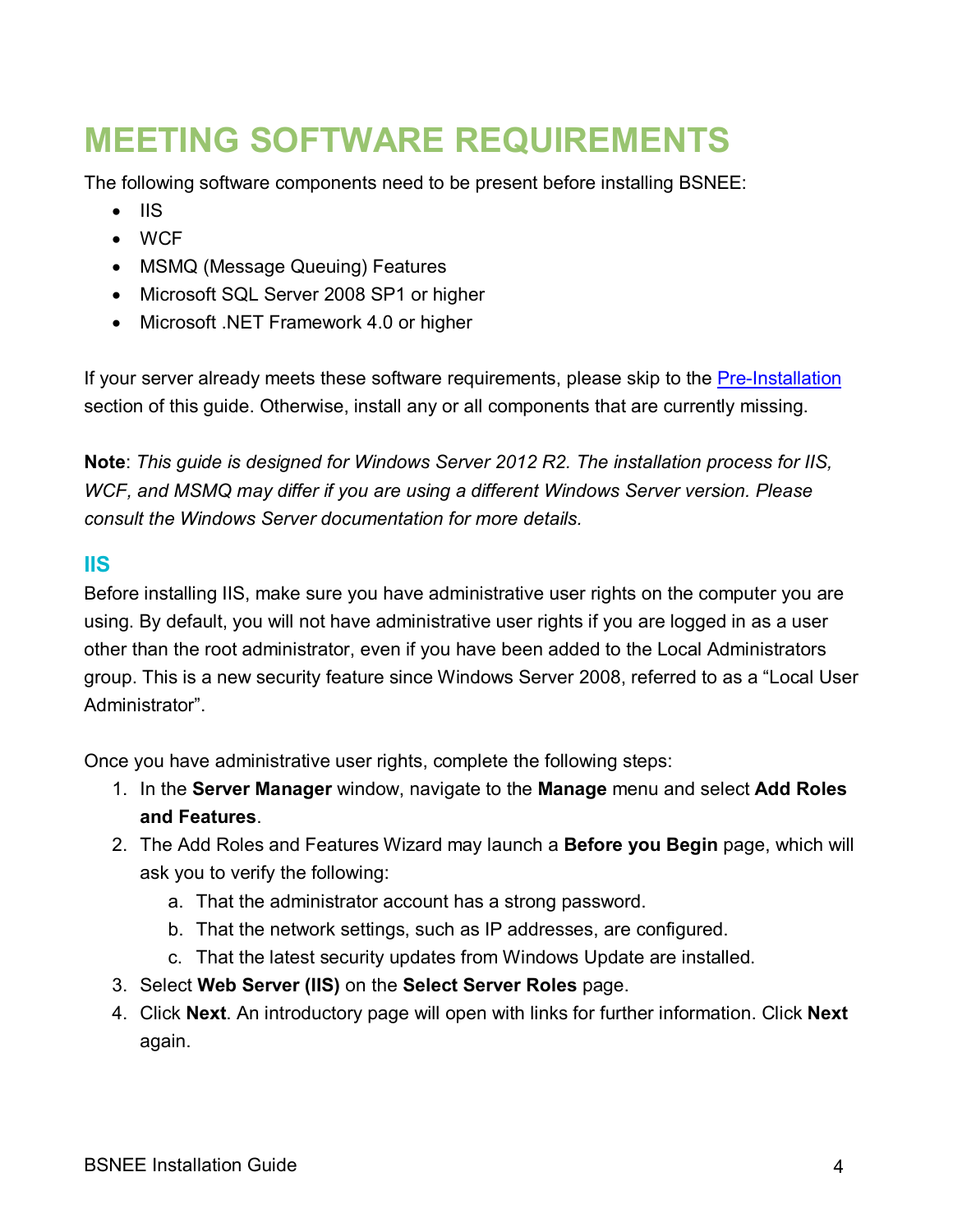# MEETING SOFTWARE REQUIREMENTS

The following software components need to be present before installing BSNEE:

- IIS
- WCF
- MSMQ (Message Queuing) Features
- Microsoft SQL Server 2008 SP1 or higher
- Microsoft .NET Framework 4.0 or higher

If your server already meets these software requirements, please skip to the Pre-Installation section of this guide. Otherwise, install any or all components that are currently missing.

**Note**: *This guide is designed for Windows Server 2012 R2. The installation process for IIS, WCF, and MSMQ may differ if you are using a different Windows Server version. Please consult the Windows Server documentation for more details.*

## IIS

Before installing IIS, make sure you have administrative user rights on the computer you are using. By default, you will not have administrative user rights if you are logged in as a user other than the root administrator, even if you have been added to the Local Administrators group. This is a new security feature since Windows Server 2008, referred to as a “Local User Administrator”.

Once you have administrative user rights, complete the following steps:

1. In the **Server Manager** window, navigate to the **Manage** menu and select **Add Roles and Features**.
2. The Add Roles and Features Wizard may launch a **Before you Begin** page, which will ask you to verify the following:
   a. That the administrator account has a strong password.
   b. That the network settings, such as IP addresses, are configured.
   c. That the latest security updates from Windows Update are installed.
3. Select **Web Server (IIS)** on the **Select Server Roles** page.
4. Click **Next**. An introductory page will open with links for further information. Click **Next** again.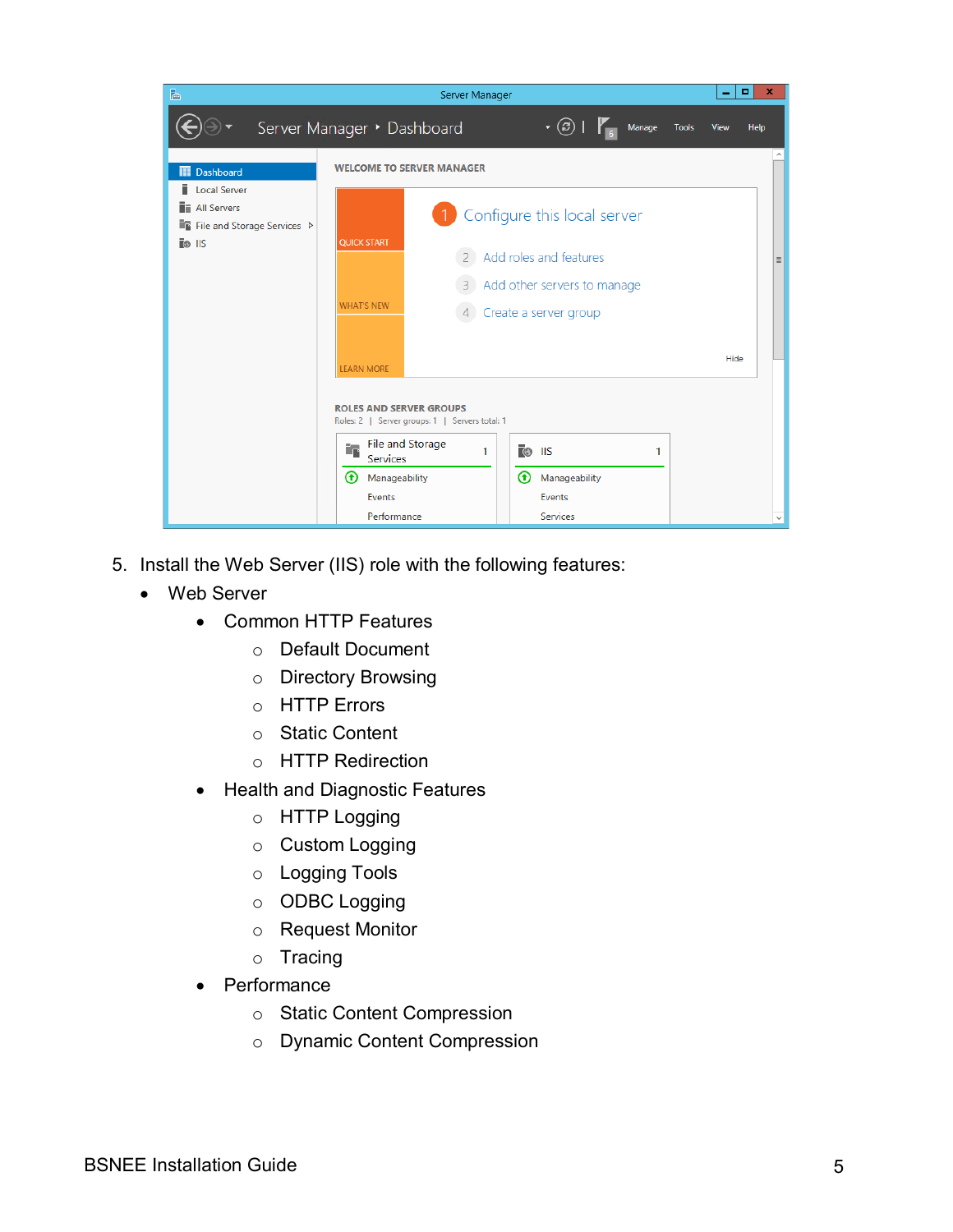5. Install the Web Server (IIS) role with the following features:
   - Web Server
     - Common HTTP Features
       - Default Document
       - Directory Browsing
       - HTTP Errors
       - Static Content
       - HTTP Redirection
     - Health and Diagnostic Features
       - HTTP Logging
       - Custom Logging
       - Logging Tools
       - ODBC Logging
       - Request Monitor
       - Tracing
     - Performance
       - Static Content Compression
       - Dynamic Content Compression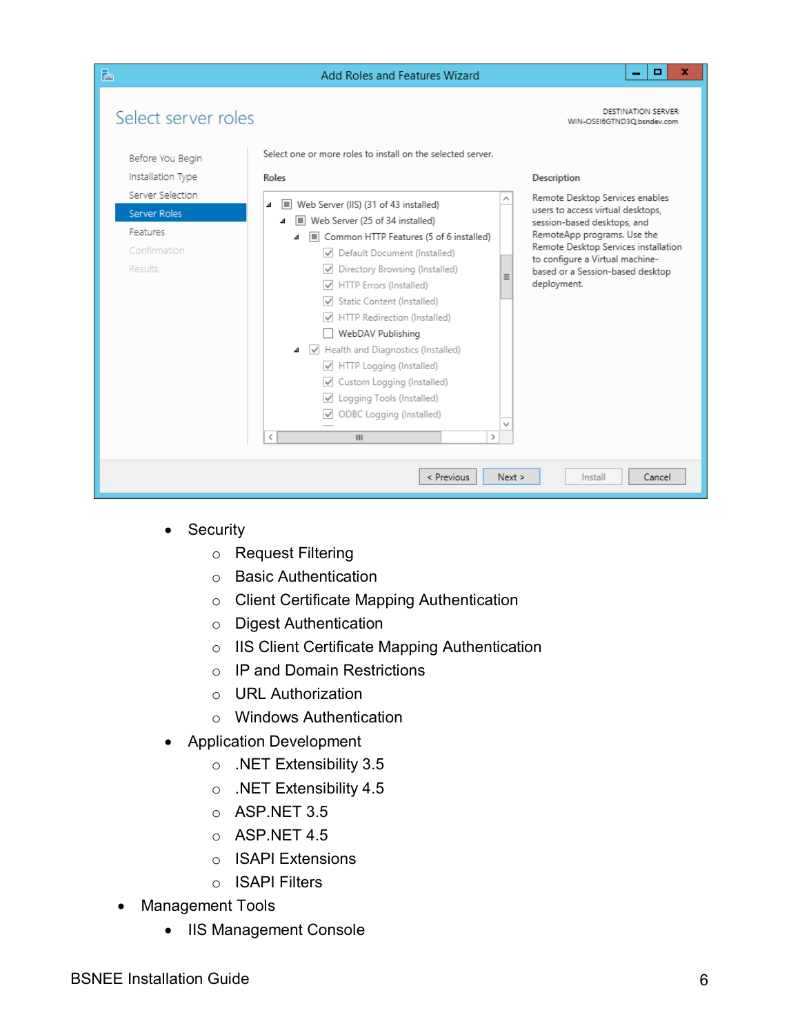- Security
    - Request Filtering
    - Basic Authentication
    - Client Certificate Mapping Authentication
    - Digest Authentication
    - IIS Client Certificate Mapping Authentication
    - IP and Domain Restrictions
    - URL Authorization
    - Windows Authentication
  - Application Development
    - .NET Extensibility 3.5
    - .NET Extensibility 4.5
    - ASP.NET 3.5
    - ASP.NET 4.5
    - ISAPI Extensions
    - ISAPI Filters
- Management Tools
  - IIS Management Console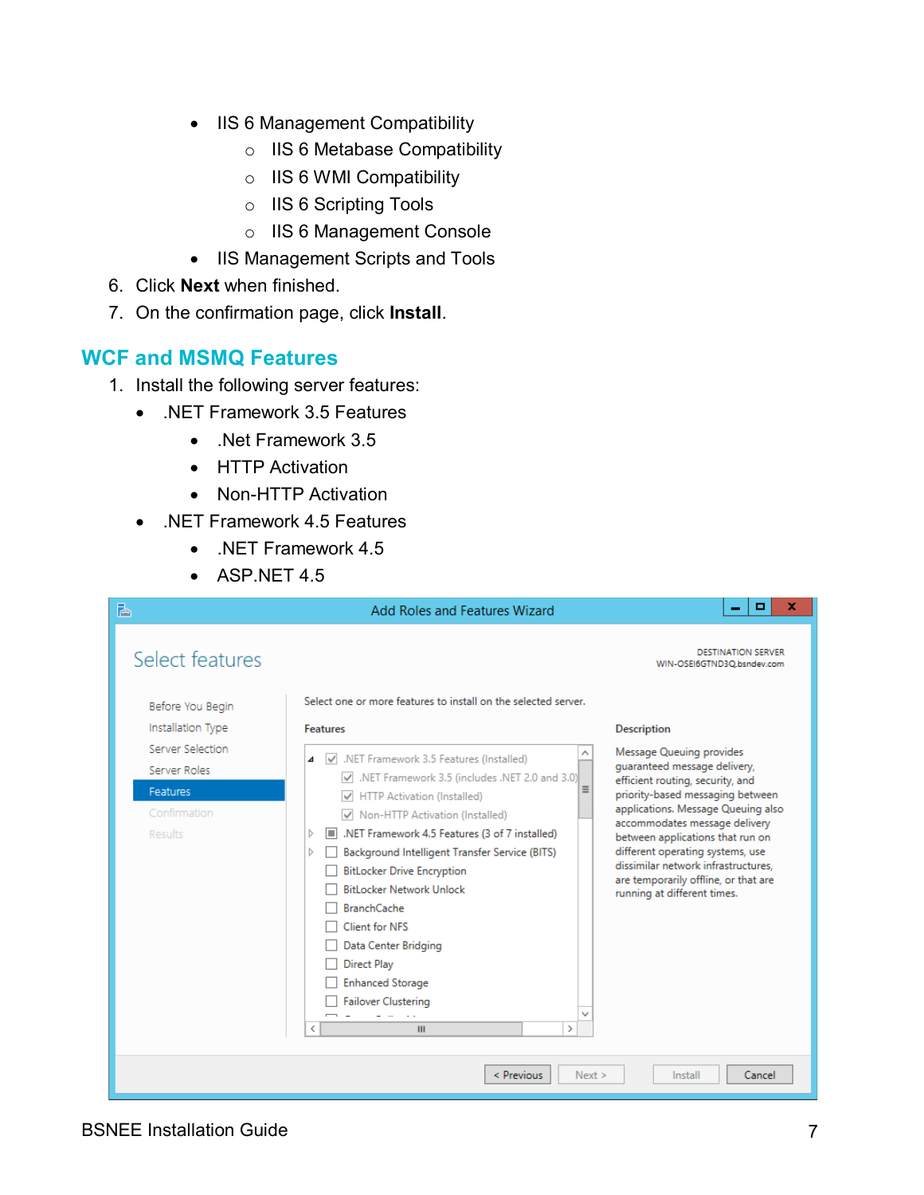- IIS 6 Management Compatibility
  - IIS 6 Metabase Compatibility
  - IIS 6 WMI Compatibility
  - IIS 6 Scripting Tools
  - IIS 6 Management Console
- IIS Management Scripts and Tools

6. Click **Next** when finished.
7. On the confirmation page, click **Install**.

## WCF and MSMQ Features

1. Install the following server features:
   - .NET Framework 3.5 Features
     - .Net Framework 3.5
     - HTTP Activation
     - Non-HTTP Activation
   - .NET Framework 4.5 Features
     - .NET Framework 4.5
     - ASP.NET 4.5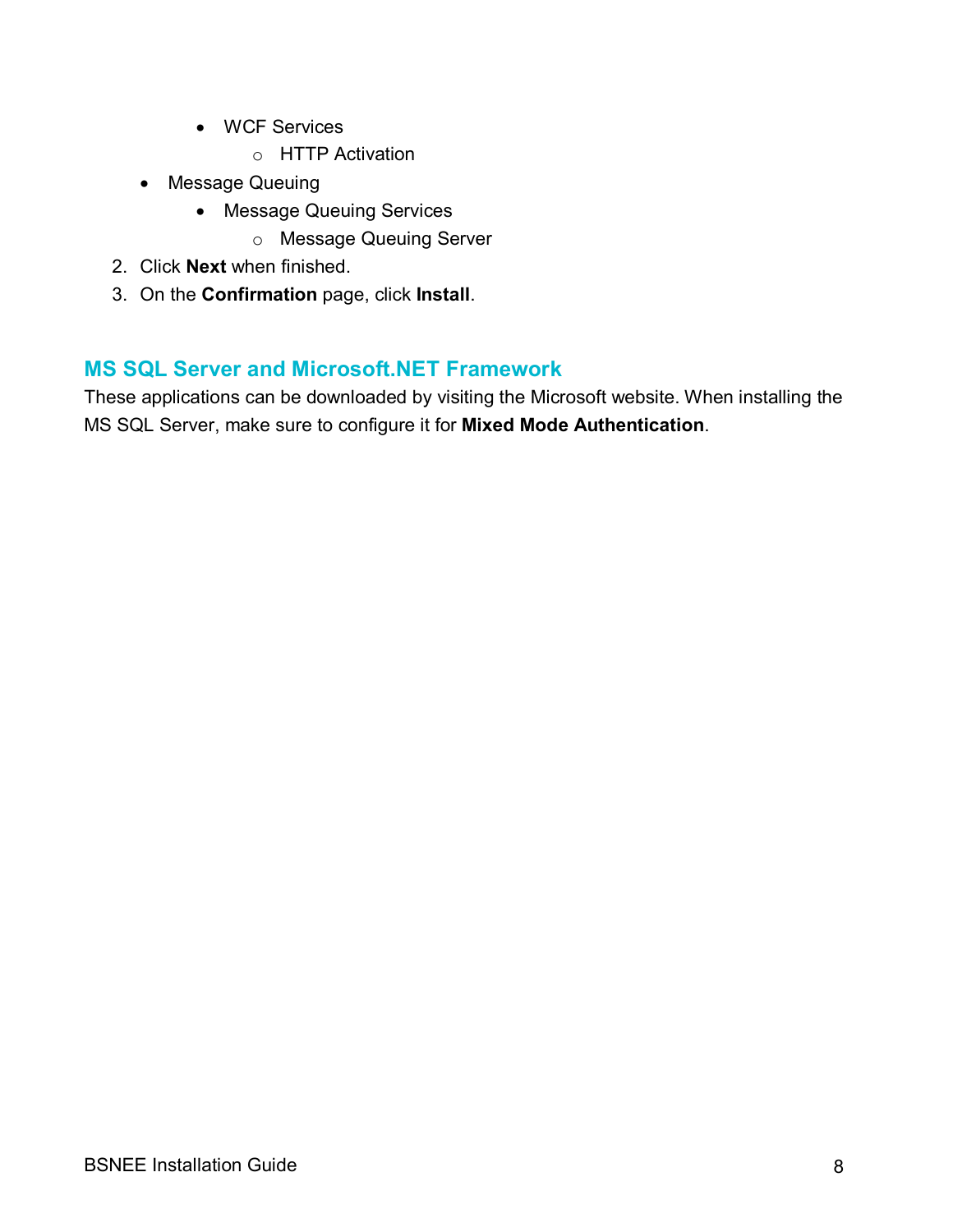- WCF Services
            - HTTP Activation
    - Message Queuing
        - Message Queuing Services
            - Message Queuing Server
2. Click **Next** when finished.
3. On the **Confirmation** page, click **Install**.

## MS SQL Server and Microsoft.NET Framework

These applications can be downloaded by visiting the Microsoft website. When installing the MS SQL Server, make sure to configure it for **Mixed Mode Authentication**.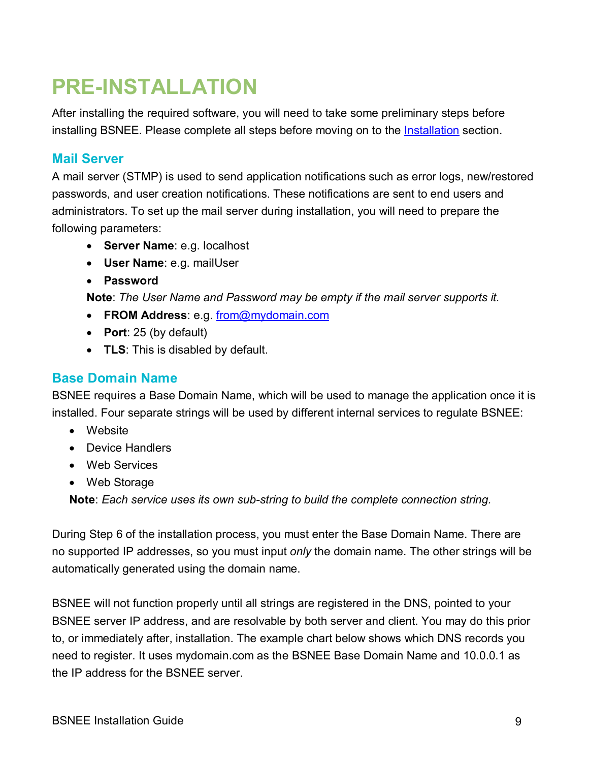# PRE-INSTALLATION

After installing the required software, you will need to take some preliminary steps before installing BSNEE. Please complete all steps before moving on to the [Installation](#) section.

## Mail Server

A mail server (STMP) is used to send application notifications such as error logs, new/restored passwords, and user creation notifications. These notifications are sent to end users and administrators. To set up the mail server during installation, you will need to prepare the following parameters:

- **Server Name**: e.g. localhost
- **User Name**: e.g. mailUser
- **Password**

**Note**: *The User Name and Password may be empty if the mail server supports it.*

- **FROM Address**: e.g. from@mydomain.com
- **Port**: 25 (by default)
- **TLS**: This is disabled by default.

## Base Domain Name

BSNEE requires a Base Domain Name, which will be used to manage the application once it is installed. Four separate strings will be used by different internal services to regulate BSNEE:

- Website
- Device Handlers
- Web Services
- Web Storage

**Note**: *Each service uses its own sub-string to build the complete connection string.*

During Step 6 of the installation process, you must enter the Base Domain Name. There are no supported IP addresses, so you must input *only* the domain name. The other strings will be automatically generated using the domain name.

BSNEE will not function properly until all strings are registered in the DNS, pointed to your BSNEE server IP address, and are resolvable by both server and client. You may do this prior to, or immediately after, installation. The example chart below shows which DNS records you need to register. It uses mydomain.com as the BSNEE Base Domain Name and 10.0.0.1 as the IP address for the BSNEE server.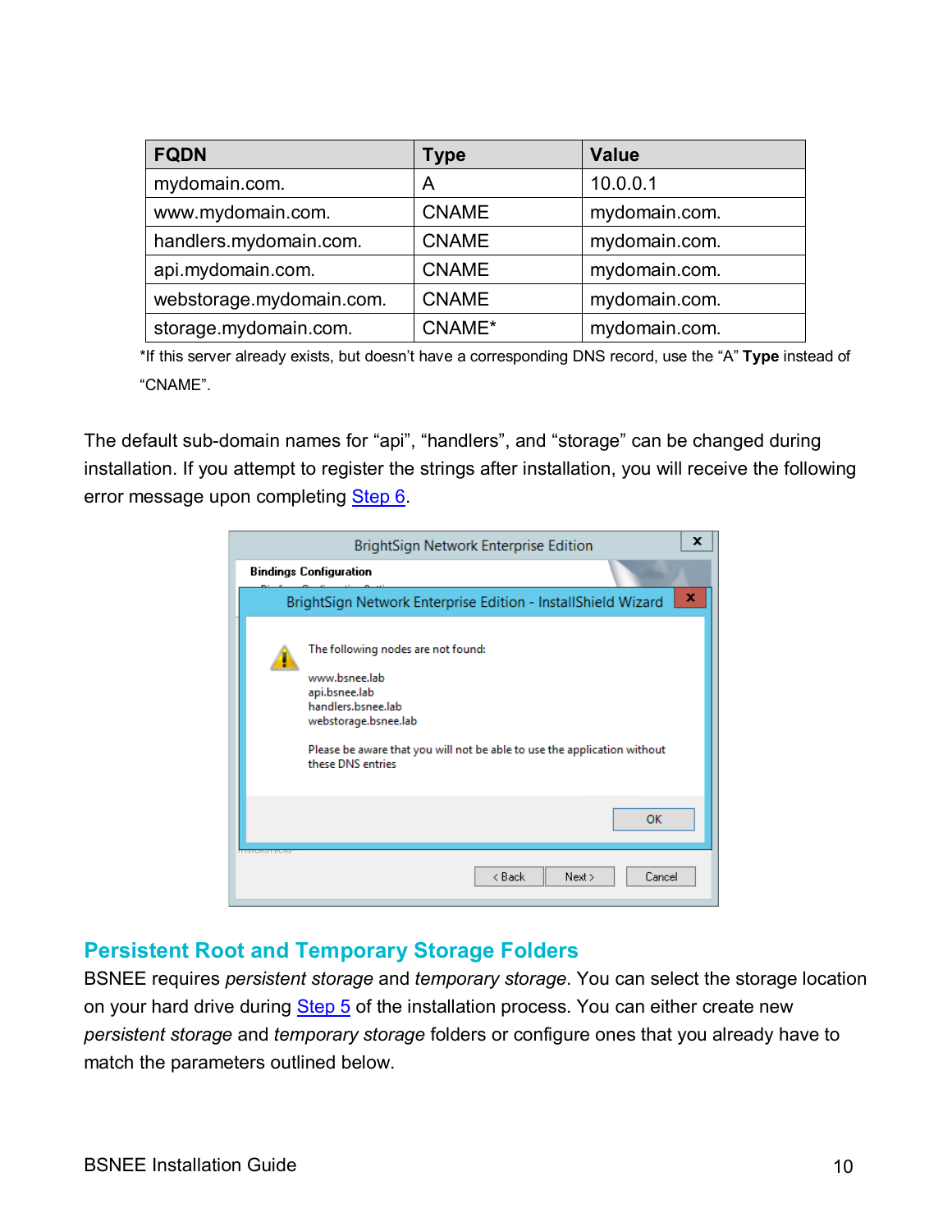| FQDN | Type | Value |
| --- | --- | --- |
| mydomain.com. | A | 10.0.0.1 |
| www.mydomain.com. | CNAME | mydomain.com. |
| handlers.mydomain.com. | CNAME | mydomain.com. |
| api.mydomain.com. | CNAME | mydomain.com. |
| webstorage.mydomain.com. | CNAME | mydomain.com. |
| storage.mydomain.com. | CNAME* | mydomain.com. |

*If this server already exists, but doesn't have a corresponding DNS record, use the "A" **Type** instead of "CNAME".

The default sub-domain names for "api", "handlers", and "storage" can be changed during installation. If you attempt to register the strings after installation, you will receive the following error message upon completing Step 6.

## Persistent Root and Temporary Storage Folders

BSNEE requires *persistent storage* and *temporary storage*. You can select the storage location on your hard drive during Step 5 of the installation process. You can either create new *persistent storage* and *temporary storage* folders or configure ones that you already have to match the parameters outlined below.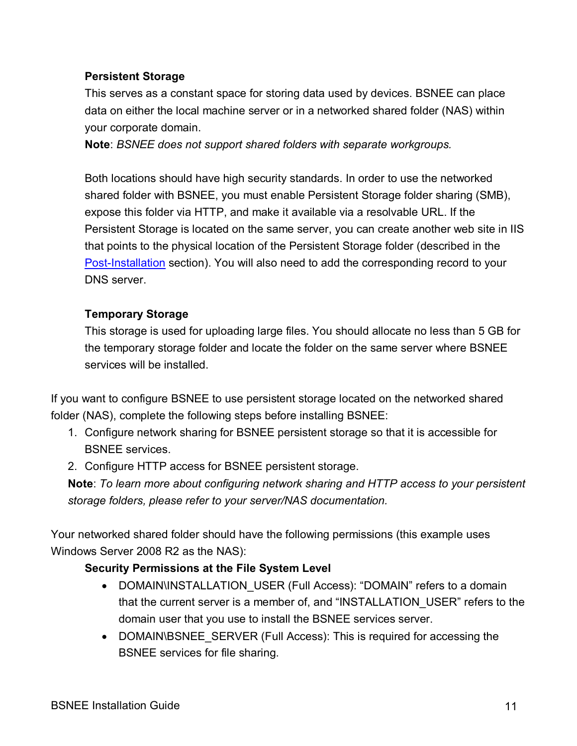**Persistent Storage**

This serves as a constant space for storing data used by devices. BSNEE can place data on either the local machine server or in a networked shared folder (NAS) within your corporate domain.

**Note**: *BSNEE does not support shared folders with separate workgroups.*

Both locations should have high security standards. In order to use the networked shared folder with BSNEE, you must enable Persistent Storage folder sharing (SMB), expose this folder via HTTP, and make it available via a resolvable URL. If the Persistent Storage is located on the same server, you can create another web site in IIS that points to the physical location of the Persistent Storage folder (described in the Post-Installation section). You will also need to add the corresponding record to your DNS server.

**Temporary Storage**

This storage is used for uploading large files. You should allocate no less than 5 GB for the temporary storage folder and locate the folder on the same server where BSNEE services will be installed.

If you want to configure BSNEE to use persistent storage located on the networked shared folder (NAS), complete the following steps before installing BSNEE:

1. Configure network sharing for BSNEE persistent storage so that it is accessible for BSNEE services.
2. Configure HTTP access for BSNEE persistent storage.

**Note**: *To learn more about configuring network sharing and HTTP access to your persistent storage folders, please refer to your server/NAS documentation.*

Your networked shared folder should have the following permissions (this example uses Windows Server 2008 R2 as the NAS):

**Security Permissions at the File System Level**

- DOMAIN\INSTALLATION_USER (Full Access): “DOMAIN” refers to a domain that the current server is a member of, and “INSTALLATION_USER” refers to the domain user that you use to install the BSNEE services server.
- DOMAIN\BSNEE_SERVER (Full Access): This is required for accessing the BSNEE services for file sharing.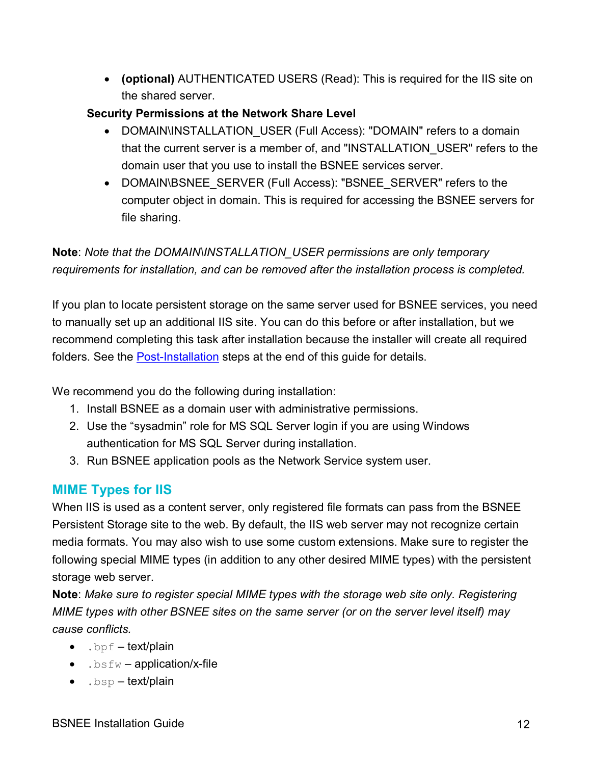- **(optional)** AUTHENTICATED USERS (Read): This is required for the IIS site on the shared server.

**Security Permissions at the Network Share Level**

- DOMAIN\INSTALLATION_USER (Full Access): "DOMAIN" refers to a domain that the current server is a member of, and "INSTALLATION_USER" refers to the domain user that you use to install the BSNEE services server.
- DOMAIN\BSNEE_SERVER (Full Access): "BSNEE_SERVER" refers to the computer object in domain. This is required for accessing the BSNEE servers for file sharing.

**Note**: *Note that the DOMAIN\INSTALLATION_USER permissions are only temporary requirements for installation, and can be removed after the installation process is completed.*

If you plan to locate persistent storage on the same server used for BSNEE services, you need to manually set up an additional IIS site. You can do this before or after installation, but we recommend completing this task after installation because the installer will create all required folders. See the Post-Installation steps at the end of this guide for details.

We recommend you do the following during installation:

1. Install BSNEE as a domain user with administrative permissions.
2. Use the "sysadmin" role for MS SQL Server login if you are using Windows authentication for MS SQL Server during installation.
3. Run BSNEE application pools as the Network Service system user.

## MIME Types for IIS

When IIS is used as a content server, only registered file formats can pass from the BSNEE Persistent Storage site to the web. By default, the IIS web server may not recognize certain media formats. You may also wish to use some custom extensions. Make sure to register the following special MIME types (in addition to any other desired MIME types) with the persistent storage web server.

**Note**: *Make sure to register special MIME types with the storage web site only. Registering MIME types with other BSNEE sites on the same server (or on the server level itself) may cause conflicts.*

- `.bpf` – text/plain
- `.bsfw` – application/x-file
- `.bsp` – text/plain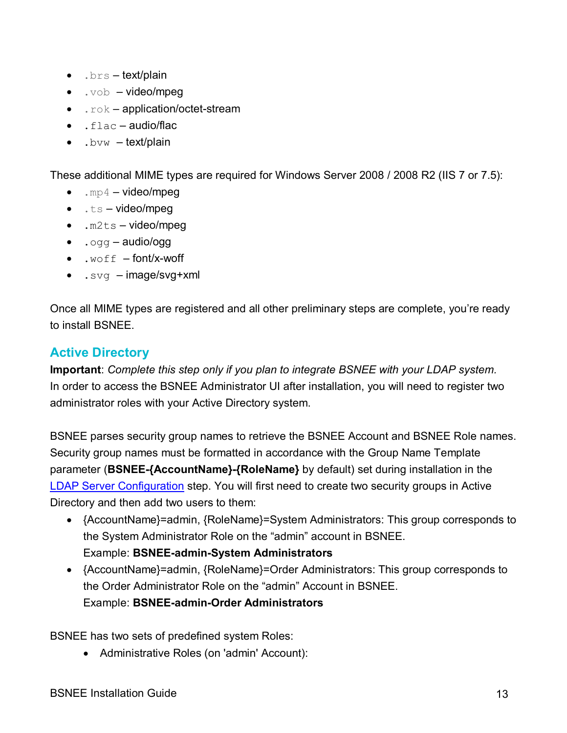- `.brs` – text/plain
- `.vob` – video/mpeg
- `.rok` – application/octet-stream
- `.flac` – audio/flac
- `.bvw` – text/plain

These additional MIME types are required for Windows Server 2008 / 2008 R2 (IIS 7 or 7.5):

- `.mp4` – video/mpeg
- `.ts` – video/mpeg
- `.m2ts` – video/mpeg
- `.ogg` – audio/ogg
- `.woff` – font/x-woff
- `.svg` – image/svg+xml

Once all MIME types are registered and all other preliminary steps are complete, you're ready to install BSNEE.

## Active Directory

**Important**: *Complete this step only if you plan to integrate BSNEE with your LDAP system.*
In order to access the BSNEE Administrator UI after installation, you will need to register two administrator roles with your Active Directory system.

BSNEE parses security group names to retrieve the BSNEE Account and BSNEE Role names. Security group names must be formatted in accordance with the Group Name Template parameter (**BSNEE-{AccountName}-{RoleName}** by default) set during installation in the LDAP Server Configuration step. You will first need to create two security groups in Active Directory and then add two users to them:

- {AccountName}=admin, {RoleName}=System Administrators: This group corresponds to the System Administrator Role on the "admin" account in BSNEE.
  Example: **BSNEE-admin-System Administrators**
- {AccountName}=admin, {RoleName}=Order Administrators: This group corresponds to the Order Administrator Role on the "admin" Account in BSNEE.
  Example: **BSNEE-admin-Order Administrators**

BSNEE has two sets of predefined system Roles:

- Administrative Roles (on 'admin' Account):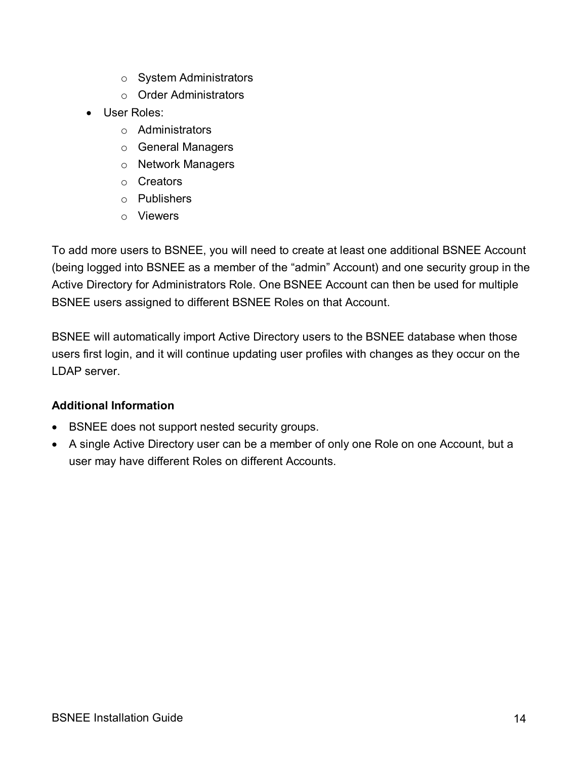- System Administrators
    - Order Administrators
- User Roles:
    - Administrators
    - General Managers
    - Network Managers
    - Creators
    - Publishers
    - Viewers

To add more users to BSNEE, you will need to create at least one additional BSNEE Account (being logged into BSNEE as a member of the "admin" Account) and one security group in the Active Directory for Administrators Role. One BSNEE Account can then be used for multiple BSNEE users assigned to different BSNEE Roles on that Account.

BSNEE will automatically import Active Directory users to the BSNEE database when those users first login, and it will continue updating user profiles with changes as they occur on the LDAP server.

**Additional Information**

- BSNEE does not support nested security groups.
- A single Active Directory user can be a member of only one Role on one Account, but a user may have different Roles on different Accounts.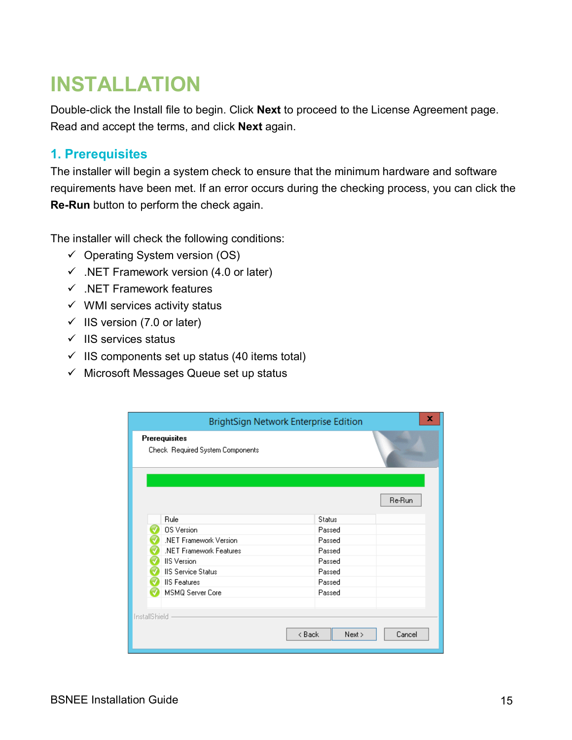# INSTALLATION

Double-click the Install file to begin. Click **Next** to proceed to the License Agreement page. Read and accept the terms, and click **Next** again.

## 1. Prerequisites

The installer will begin a system check to ensure that the minimum hardware and software requirements have been met. If an error occurs during the checking process, you can click the **Re-Run** button to perform the check again.

The installer will check the following conditions:

- ✓ Operating System version (OS)
- ✓ .NET Framework version (4.0 or later)
- ✓ .NET Framework features
- ✓ WMI services activity status
- ✓ IIS version (7.0 or later)
- ✓ IIS services status
- ✓ IIS components set up status (40 items total)
- ✓ Microsoft Messages Queue set up status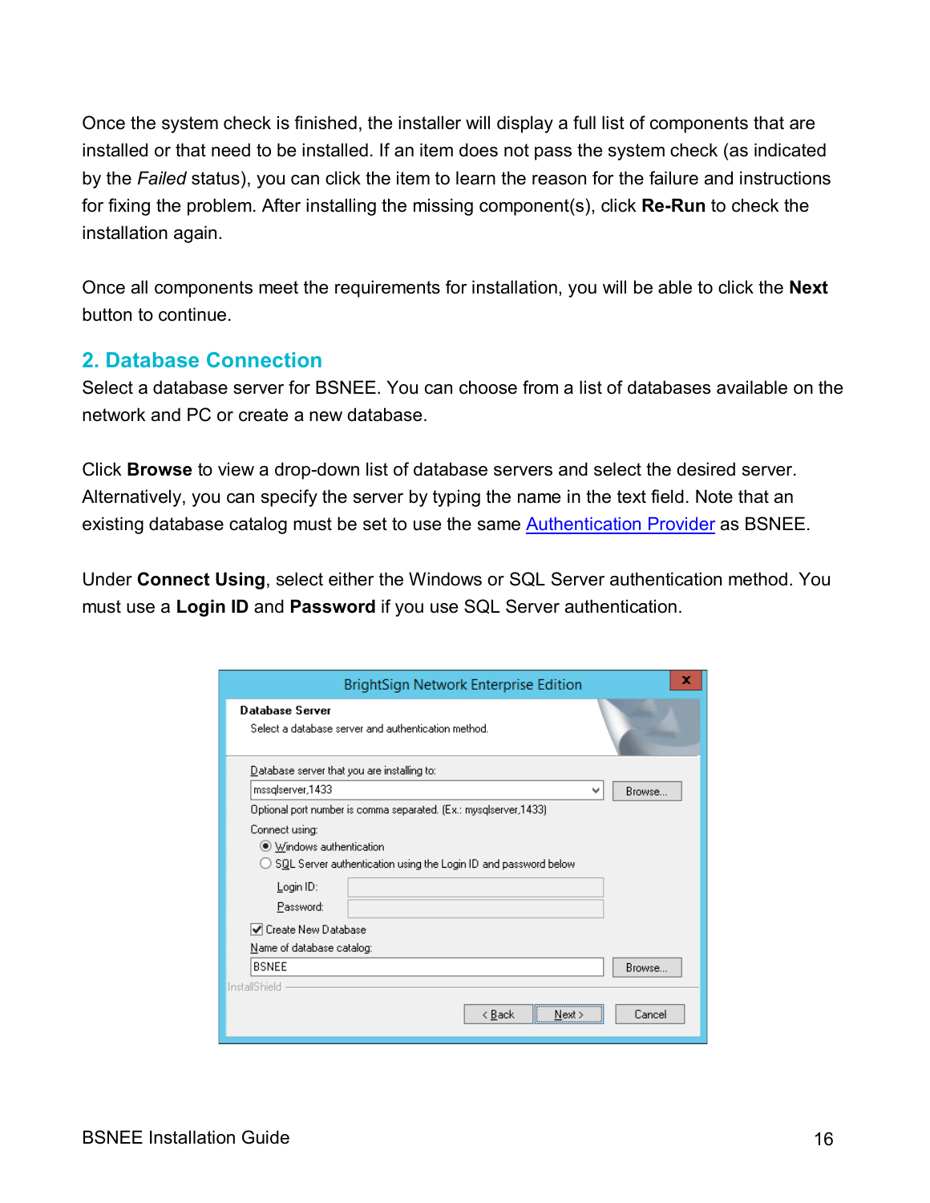Once the system check is finished, the installer will display a full list of components that are installed or that need to be installed. If an item does not pass the system check (as indicated by the *Failed* status), you can click the item to learn the reason for the failure and instructions for fixing the problem. After installing the missing component(s), click **Re-Run** to check the installation again.

Once all components meet the requirements for installation, you will be able to click the **Next** button to continue.

## 2. Database Connection

Select a database server for BSNEE. You can choose from a list of databases available on the network and PC or create a new database.

Click **Browse** to view a drop-down list of database servers and select the desired server. Alternatively, you can specify the server by typing the name in the text field. Note that an existing database catalog must be set to use the same Authentication Provider as BSNEE.

Under **Connect Using**, select either the Windows or SQL Server authentication method. You must use a **Login ID** and **Password** if you use SQL Server authentication.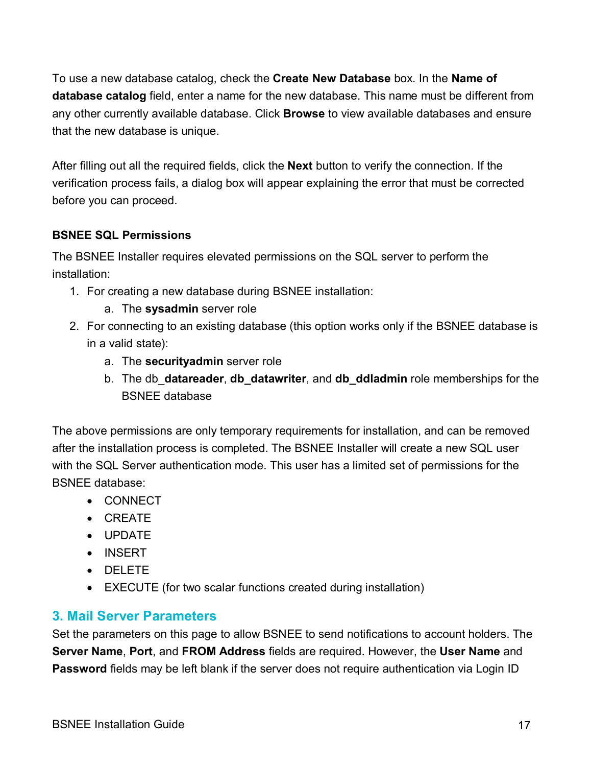To use a new database catalog, check the **Create New Database** box. In the **Name of database catalog** field, enter a name for the new database. This name must be different from any other currently available database. Click **Browse** to view available databases and ensure that the new database is unique.

After filling out all the required fields, click the **Next** button to verify the connection. If the verification process fails, a dialog box will appear explaining the error that must be corrected before you can proceed.

**BSNEE SQL Permissions**

The BSNEE Installer requires elevated permissions on the SQL server to perform the installation:

1. For creating a new database during BSNEE installation:
    a. The **sysadmin** server role
2. For connecting to an existing database (this option works only if the BSNEE database is in a valid state):
    a. The **securityadmin** server role
    b. The db_**datareader**, **db_datawriter**, and **db_ddladmin** role memberships for the BSNEE database

The above permissions are only temporary requirements for installation, and can be removed after the installation process is completed. The BSNEE Installer will create a new SQL user with the SQL Server authentication mode. This user has a limited set of permissions for the BSNEE database:

- CONNECT
- CREATE
- UPDATE
- INSERT
- DELETE
- EXECUTE (for two scalar functions created during installation)

## 3. Mail Server Parameters

Set the parameters on this page to allow BSNEE to send notifications to account holders. The **Server Name**, **Port**, and **FROM Address** fields are required. However, the **User Name** and **Password** fields may be left blank if the server does not require authentication via Login ID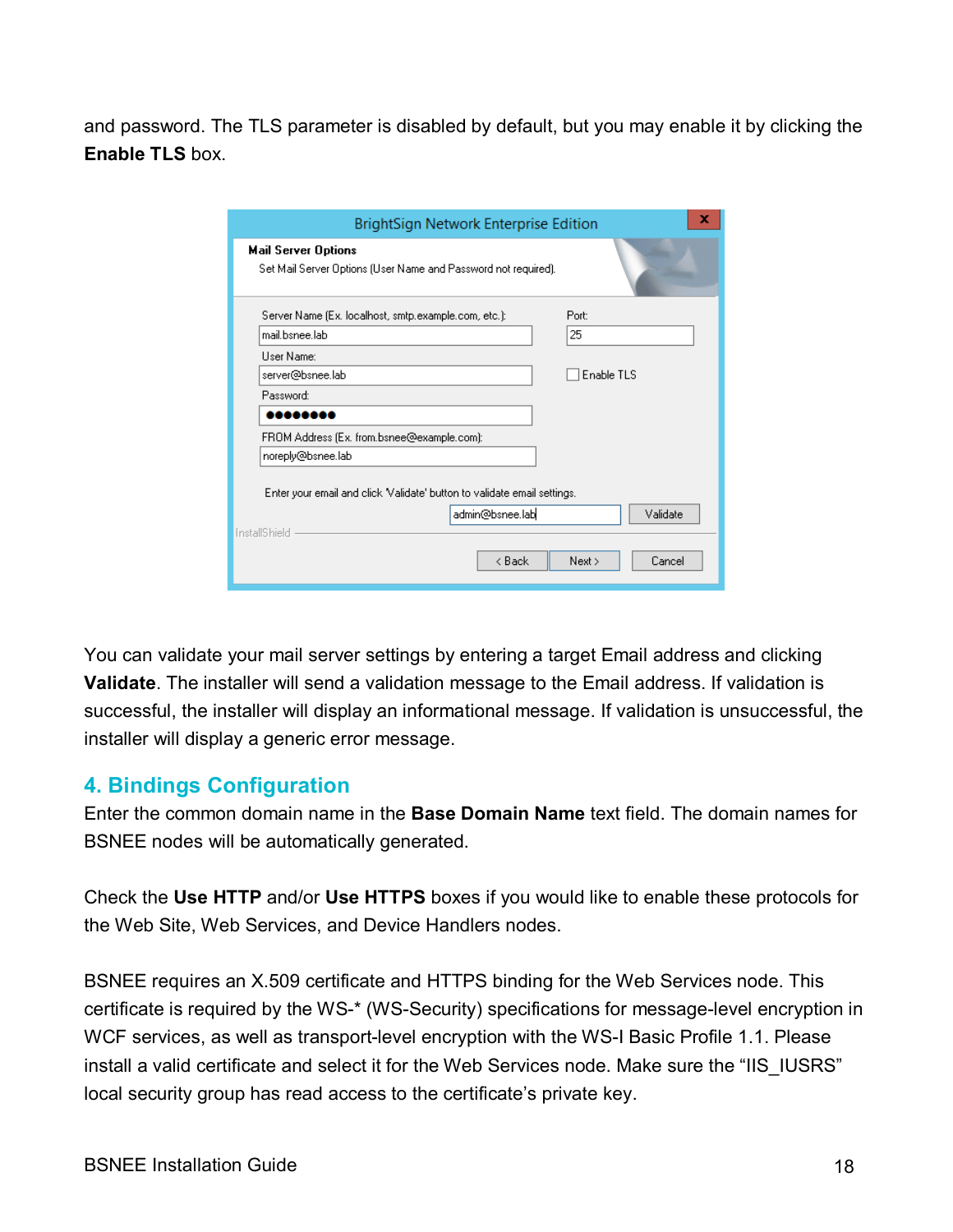and password. The TLS parameter is disabled by default, but you may enable it by clicking the **Enable TLS** box.

You can validate your mail server settings by entering a target Email address and clicking **Validate**. The installer will send a validation message to the Email address. If validation is successful, the installer will display an informational message. If validation is unsuccessful, the installer will display a generic error message.

## 4. Bindings Configuration

Enter the common domain name in the **Base Domain Name** text field. The domain names for BSNEE nodes will be automatically generated.

Check the **Use HTTP** and/or **Use HTTPS** boxes if you would like to enable these protocols for the Web Site, Web Services, and Device Handlers nodes.

BSNEE requires an X.509 certificate and HTTPS binding for the Web Services node. This certificate is required by the WS-* (WS-Security) specifications for message-level encryption in WCF services, as well as transport-level encryption with the WS-I Basic Profile 1.1. Please install a valid certificate and select it for the Web Services node. Make sure the "IIS_IUSRS" local security group has read access to the certificate's private key.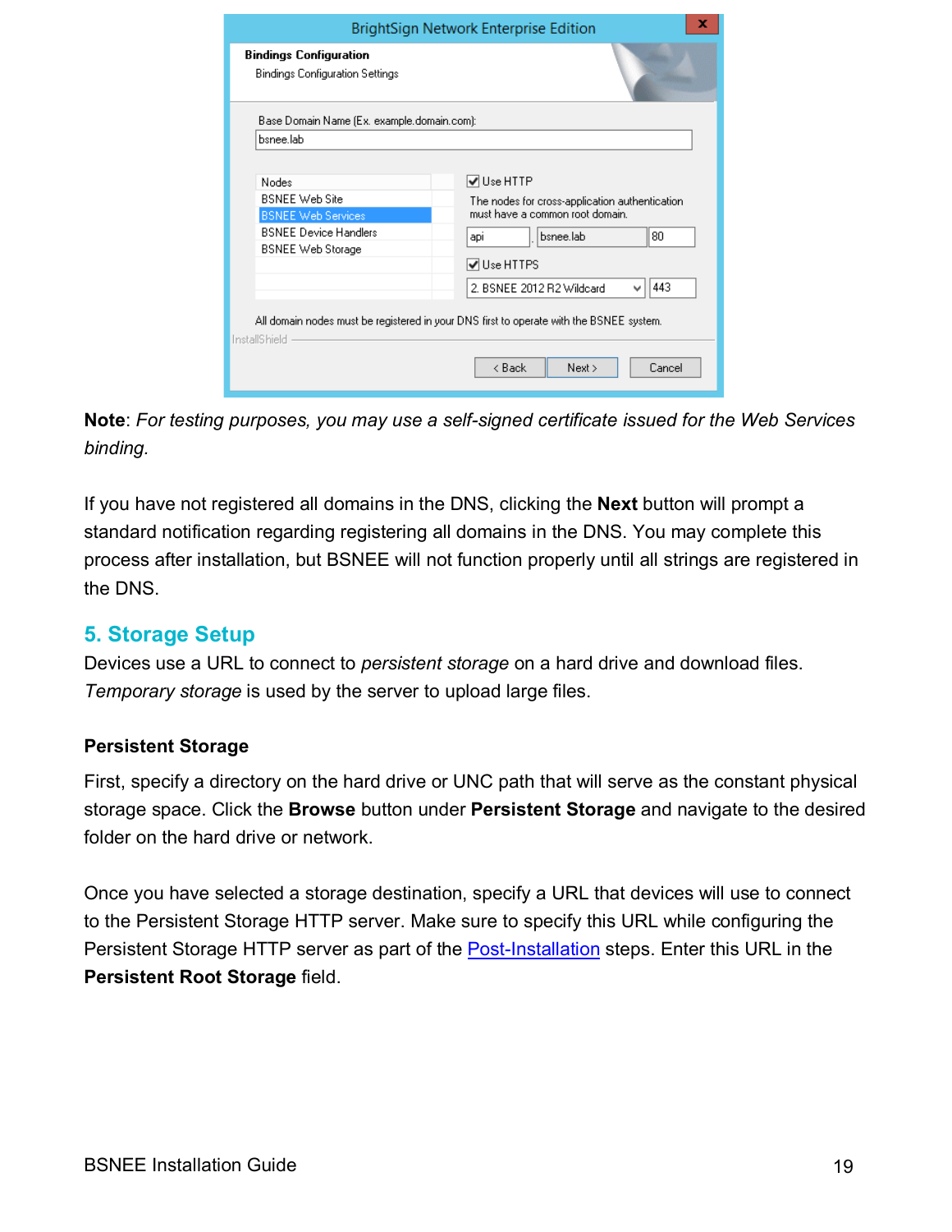**Note**: *For testing purposes, you may use a self-signed certificate issued for the Web Services binding.*

If you have not registered all domains in the DNS, clicking the **Next** button will prompt a standard notification regarding registering all domains in the DNS. You may complete this process after installation, but BSNEE will not function properly until all strings are registered in the DNS.

## 5. Storage Setup

Devices use a URL to connect to *persistent storage* on a hard drive and download files. *Temporary storage* is used by the server to upload large files.

### Persistent Storage

First, specify a directory on the hard drive or UNC path that will serve as the constant physical storage space. Click the **Browse** button under **Persistent Storage** and navigate to the desired folder on the hard drive or network.

Once you have selected a storage destination, specify a URL that devices will use to connect to the Persistent Storage HTTP server. Make sure to specify this URL while configuring the Persistent Storage HTTP server as part of the Post-Installation steps. Enter this URL in the **Persistent Root Storage** field.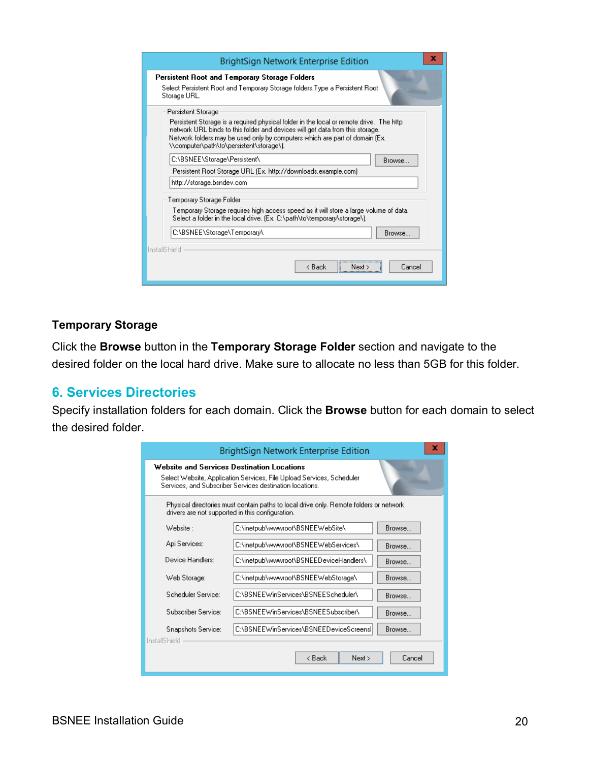### Temporary Storage

Click the **Browse** button in the **Temporary Storage Folder** section and navigate to the desired folder on the local hard drive. Make sure to allocate no less than 5GB for this folder.

## 6. Services Directories

Specify installation folders for each domain. Click the **Browse** button for each domain to select the desired folder.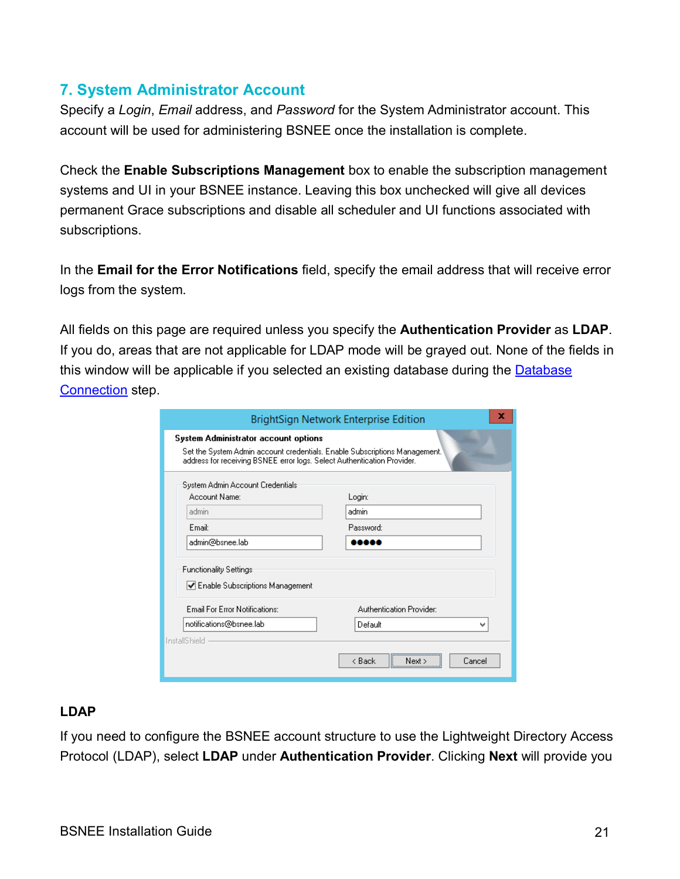## 7. System Administrator Account

Specify a *Login*, *Email* address, and *Password* for the System Administrator account. This account will be used for administering BSNEE once the installation is complete.

Check the **Enable Subscriptions Management** box to enable the subscription management systems and UI in your BSNEE instance. Leaving this box unchecked will give all devices permanent Grace subscriptions and disable all scheduler and UI functions associated with subscriptions.

In the **Email for the Error Notifications** field, specify the email address that will receive error logs from the system.

All fields on this page are required unless you specify the **Authentication Provider** as **LDAP**. If you do, areas that are not applicable for LDAP mode will be grayed out. None of the fields in this window will be applicable if you selected an existing database during the Database Connection step.

### LDAP

If you need to configure the BSNEE account structure to use the Lightweight Directory Access Protocol (LDAP), select **LDAP** under **Authentication Provider**. Clicking **Next** will provide you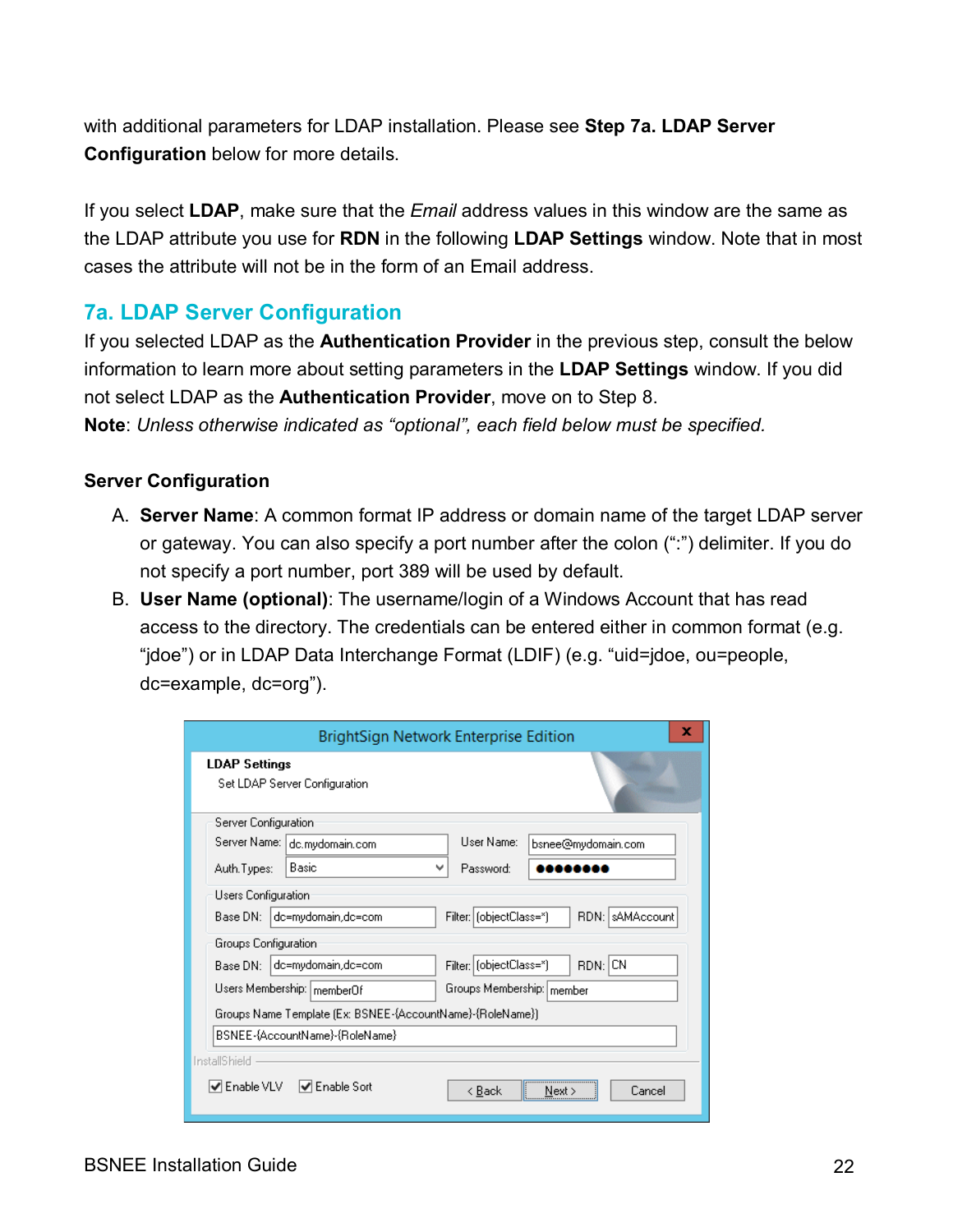with additional parameters for LDAP installation. Please see **Step 7a. LDAP Server Configuration** below for more details.

If you select **LDAP**, make sure that the *Email* address values in this window are the same as the LDAP attribute you use for **RDN** in the following **LDAP Settings** window. Note that in most cases the attribute will not be in the form of an Email address.

## 7a. LDAP Server Configuration

If you selected LDAP as the **Authentication Provider** in the previous step, consult the below information to learn more about setting parameters in the **LDAP Settings** window. If you did not select LDAP as the **Authentication Provider**, move on to Step 8.

**Note**: *Unless otherwise indicated as "optional", each field below must be specified.*

### Server Configuration

A. **Server Name**: A common format IP address or domain name of the target LDAP server or gateway. You can also specify a port number after the colon (":") delimiter. If you do not specify a port number, port 389 will be used by default.

B. **User Name (optional)**: The username/login of a Windows Account that has read access to the directory. The credentials can be entered either in common format (e.g. "jdoe") or in LDAP Data Interchange Format (LDIF) (e.g. "uid=jdoe, ou=people, dc=example, dc=org").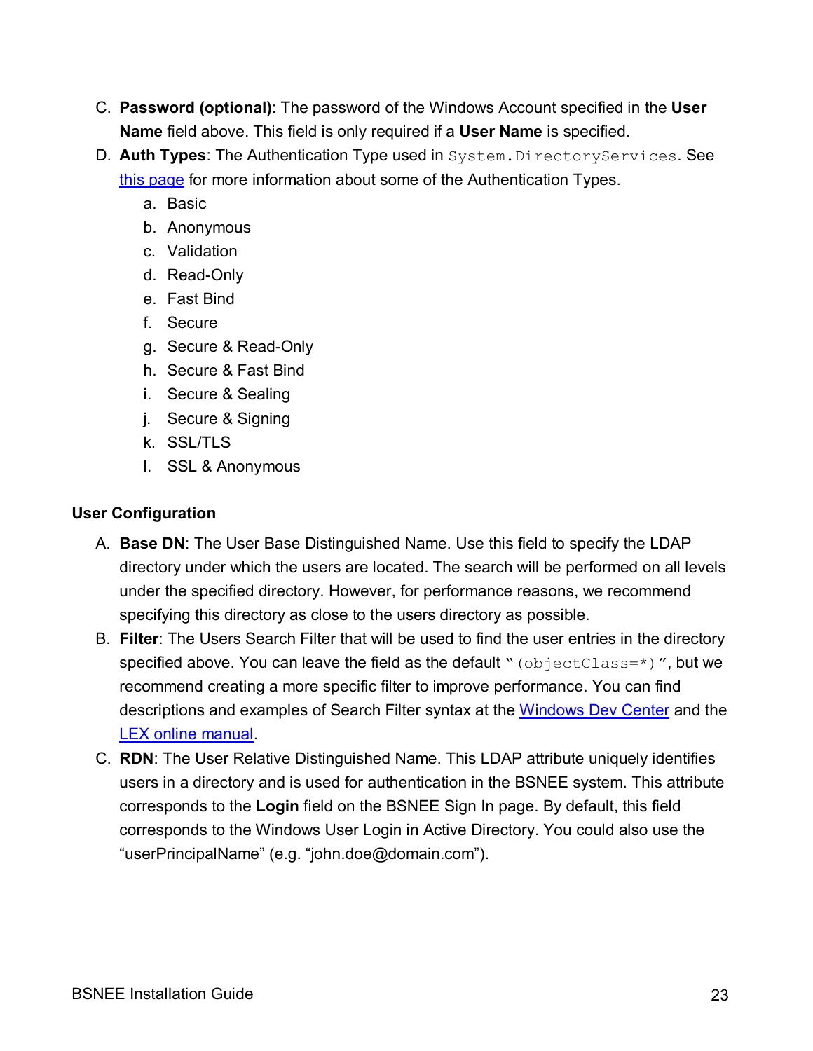C. **Password (optional)**: The password of the Windows Account specified in the **User Name** field above. This field is only required if a **User Name** is specified.

D. **Auth Types**: The Authentication Type used in `System.DirectoryServices`. See this page for more information about some of the Authentication Types.

   a. Basic
   b. Anonymous
   c. Validation
   d. Read-Only
   e. Fast Bind
   f. Secure
   g. Secure & Read-Only
   h. Secure & Fast Bind
   i. Secure & Sealing
   j. Secure & Signing
   k. SSL/TLS
   l. SSL & Anonymous

**User Configuration**

A. **Base DN**: The User Base Distinguished Name. Use this field to specify the LDAP directory under which the users are located. The search will be performed on all levels under the specified directory. However, for performance reasons, we recommend specifying this directory as close to the users directory as possible.

B. **Filter**: The Users Search Filter that will be used to find the user entries in the directory specified above. You can leave the field as the default "`(objectClass=*)`", but we recommend creating a more specific filter to improve performance. You can find descriptions and examples of Search Filter syntax at the Windows Dev Center and the LEX online manual.

C. **RDN**: The User Relative Distinguished Name. This LDAP attribute uniquely identifies users in a directory and is used for authentication in the BSNEE system. This attribute corresponds to the **Login** field on the BSNEE Sign In page. By default, this field corresponds to the Windows User Login in Active Directory. You could also use the "userPrincipalName" (e.g. "john.doe@domain.com").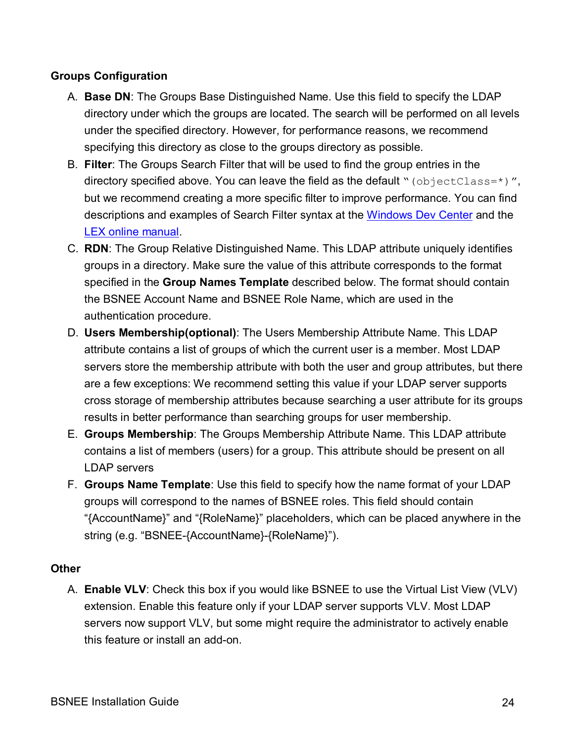**Groups Configuration**

A. **Base DN**: The Groups Base Distinguished Name. Use this field to specify the LDAP directory under which the groups are located. The search will be performed on all levels under the specified directory. However, for performance reasons, we recommend specifying this directory as close to the groups directory as possible.

B. **Filter**: The Groups Search Filter that will be used to find the group entries in the directory specified above. You can leave the field as the default "`(objectClass=*)`", but we recommend creating a more specific filter to improve performance. You can find descriptions and examples of Search Filter syntax at the [Windows Dev Center](#) and the [LEX online manual](#).

C. **RDN**: The Group Relative Distinguished Name. This LDAP attribute uniquely identifies groups in a directory. Make sure the value of this attribute corresponds to the format specified in the **Group Names Template** described below. The format should contain the BSNEE Account Name and BSNEE Role Name, which are used in the authentication procedure.

D. **Users Membership(optional)**: The Users Membership Attribute Name. This LDAP attribute contains a list of groups of which the current user is a member. Most LDAP servers store the membership attribute with both the user and group attributes, but there are a few exceptions: We recommend setting this value if your LDAP server supports cross storage of membership attributes because searching a user attribute for its groups results in better performance than searching groups for user membership.

E. **Groups Membership**: The Groups Membership Attribute Name. This LDAP attribute contains a list of members (users) for a group. This attribute should be present on all LDAP servers

F. **Groups Name Template**: Use this field to specify how the name format of your LDAP groups will correspond to the names of BSNEE roles. This field should contain "{AccountName}" and "{RoleName}" placeholders, which can be placed anywhere in the string (e.g. "BSNEE-{AccountName}-{RoleName}").

**Other**

A. **Enable VLV**: Check this box if you would like BSNEE to use the Virtual List View (VLV) extension. Enable this feature only if your LDAP server supports VLV. Most LDAP servers now support VLV, but some might require the administrator to actively enable this feature or install an add-on.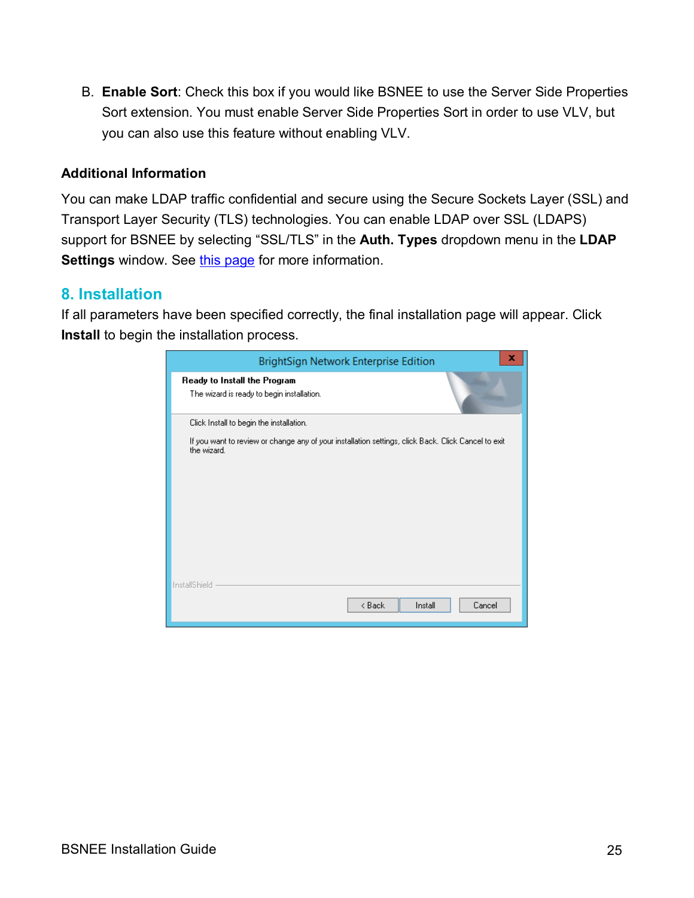B. **Enable Sort**: Check this box if you would like BSNEE to use the Server Side Properties Sort extension. You must enable Server Side Properties Sort in order to use VLV, but you can also use this feature without enabling VLV.

**Additional Information**

You can make LDAP traffic confidential and secure using the Secure Sockets Layer (SSL) and Transport Layer Security (TLS) technologies. You can enable LDAP over SSL (LDAPS) support for BSNEE by selecting "SSL/TLS" in the **Auth. Types** dropdown menu in the **LDAP Settings** window. See this page for more information.

## 8. Installation

If all parameters have been specified correctly, the final installation page will appear. Click **Install** to begin the installation process.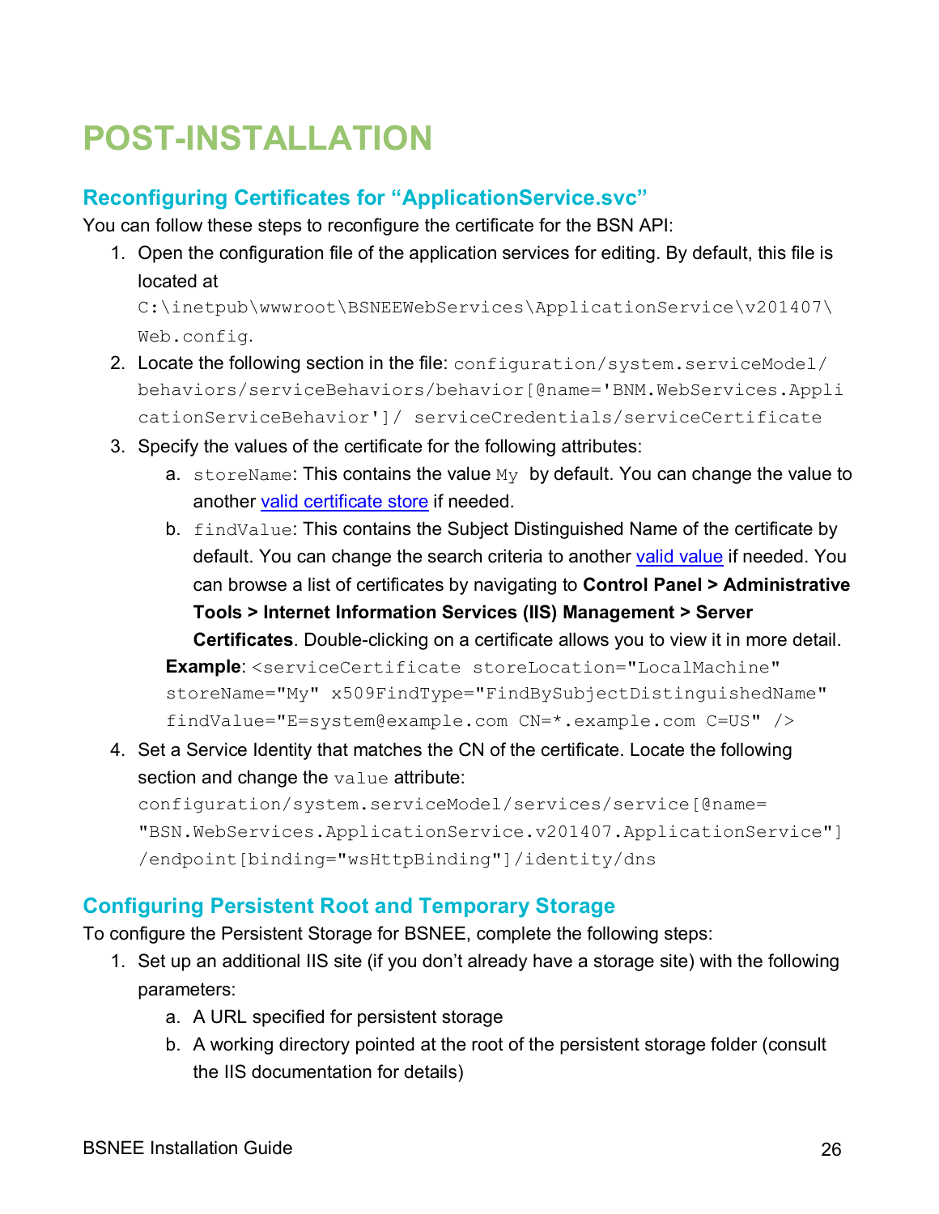# POST-INSTALLATION

## Reconfiguring Certificates for "ApplicationService.svc"

You can follow these steps to reconfigure the certificate for the BSN API:

1. Open the configuration file of the application services for editing. By default, this file is located at `C:\inetpub\wwwroot\BSNEEWebServices\ApplicationService\v201407\Web.config`.
2. Locate the following section in the file: `configuration/system.serviceModel/behaviors/serviceBehaviors/behavior[@name='BNM.WebServices.ApplicationServiceBehavior']/ serviceCredentials/serviceCertificate`
3. Specify the values of the certificate for the following attributes:
    a. `storeName`: This contains the value `My` by default. You can change the value to another [valid certificate store](#) if needed.
    b. `findValue`: This contains the Subject Distinguished Name of the certificate by default. You can change the search criteria to another [valid value](#) if needed. You can browse a list of certificates by navigating to **Control Panel > Administrative Tools > Internet Information Services (IIS) Management > Server Certificates**. Double-clicking on a certificate allows you to view it in more detail.

    **Example**: `<serviceCertificate storeLocation="LocalMachine" storeName="My" x509FindType="FindBySubjectDistinguishedName" findValue="E=system@example.com CN=*.example.com C=US" />`
4. Set a Service Identity that matches the CN of the certificate. Locate the following section and change the `value` attribute:
   `configuration/system.serviceModel/services/service[@name="BSN.WebServices.ApplicationService.v201407.ApplicationService"]/endpoint[binding="wsHttpBinding"]/identity/dns`

## Configuring Persistent Root and Temporary Storage

To configure the Persistent Storage for BSNEE, complete the following steps:

1. Set up an additional IIS site (if you don't already have a storage site) with the following parameters:
    a. A URL specified for persistent storage
    b. A working directory pointed at the root of the persistent storage folder (consult the IIS documentation for details)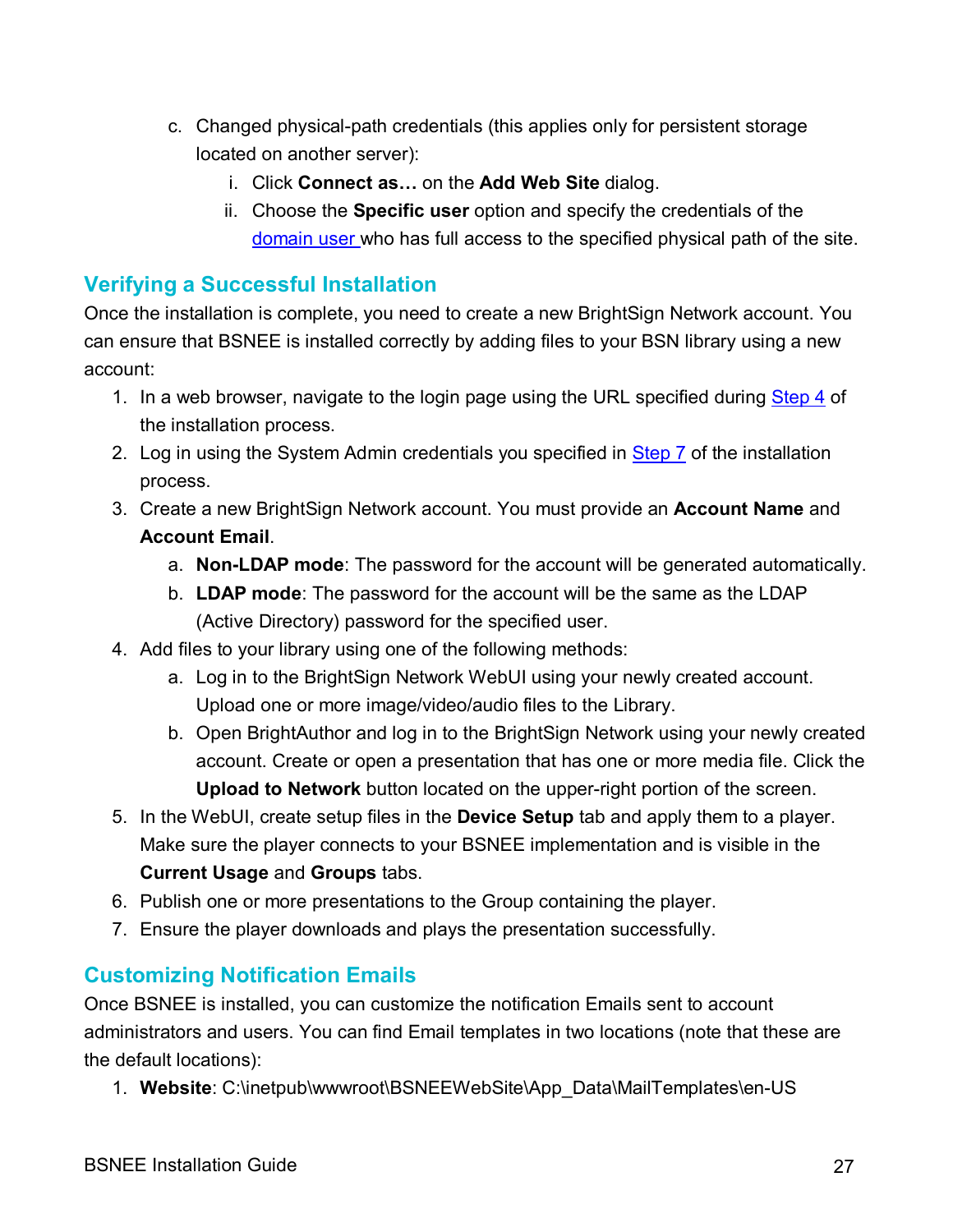c. Changed physical-path credentials (this applies only for persistent storage located on another server):
      i. Click **Connect as…** on the **Add Web Site** dialog.
      ii. Choose the **Specific user** option and specify the credentials of the domain user who has full access to the specified physical path of the site.

## Verifying a Successful Installation

Once the installation is complete, you need to create a new BrightSign Network account. You can ensure that BSNEE is installed correctly by adding files to your BSN library using a new account:

1. In a web browser, navigate to the login page using the URL specified during Step 4 of the installation process.
2. Log in using the System Admin credentials you specified in Step 7 of the installation process.
3. Create a new BrightSign Network account. You must provide an **Account Name** and **Account Email**.
   a. **Non-LDAP mode**: The password for the account will be generated automatically.
   b. **LDAP mode**: The password for the account will be the same as the LDAP (Active Directory) password for the specified user.
4. Add files to your library using one of the following methods:
   a. Log in to the BrightSign Network WebUI using your newly created account. Upload one or more image/video/audio files to the Library.
   b. Open BrightAuthor and log in to the BrightSign Network using your newly created account. Create or open a presentation that has one or more media file. Click the **Upload to Network** button located on the upper-right portion of the screen.
5. In the WebUI, create setup files in the **Device Setup** tab and apply them to a player. Make sure the player connects to your BSNEE implementation and is visible in the **Current Usage** and **Groups** tabs.
6. Publish one or more presentations to the Group containing the player.
7. Ensure the player downloads and plays the presentation successfully.

## Customizing Notification Emails

Once BSNEE is installed, you can customize the notification Emails sent to account administrators and users. You can find Email templates in two locations (note that these are the default locations):

1. **Website**: C:\inetpub\wwwroot\BSNEEWebSite\App_Data\MailTemplates\en-US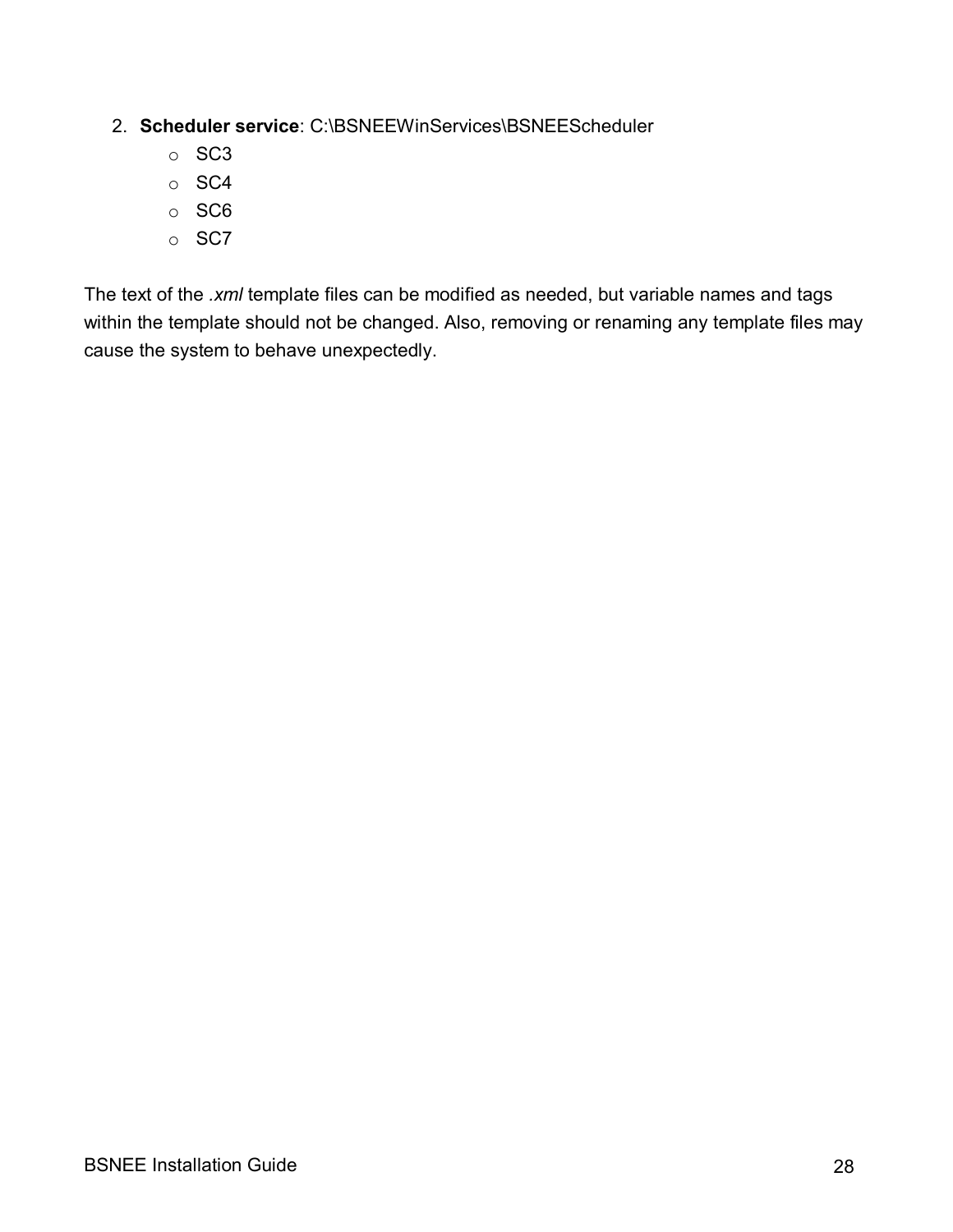2. **Scheduler service**: C:\BSNEEWinServices\BSNEEScheduler
    - SC3
    - SC4
    - SC6
    - SC7

The text of the *.xml* template files can be modified as needed, but variable names and tags within the template should not be changed. Also, removing or renaming any template files may cause the system to behave unexpectedly.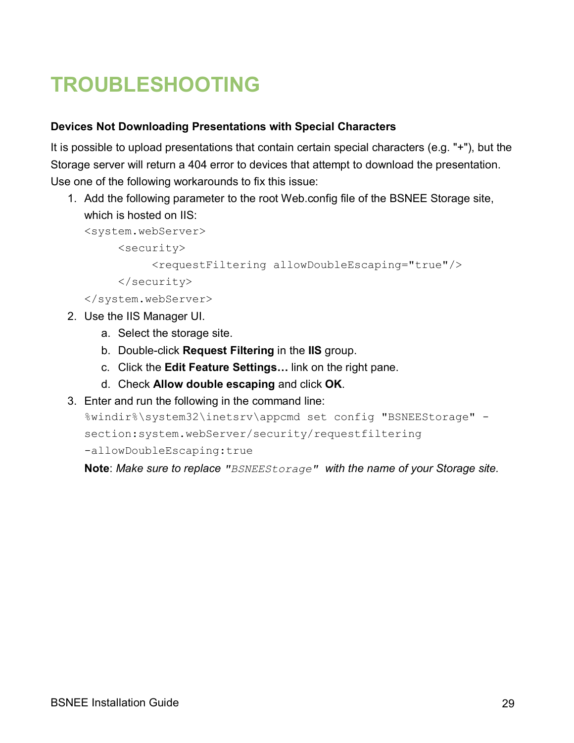# TROUBLESHOOTING

**Devices Not Downloading Presentations with Special Characters**

It is possible to upload presentations that contain certain special characters (e.g. "+"), but the Storage server will return a 404 error to devices that attempt to download the presentation. Use one of the following workarounds to fix this issue:

1. Add the following parameter to the root Web.config file of the BSNEE Storage site, which is hosted on IIS:

   ```
   <system.webServer>
        <security>
             <requestFiltering allowDoubleEscaping="true"/>
        </security>
   </system.webServer>
   ```

2. Use the IIS Manager UI.
   a. Select the storage site.
   b. Double-click **Request Filtering** in the **IIS** group.
   c. Click the **Edit Feature Settings…** link on the right pane.
   d. Check **Allow double escaping** and click **OK**.

3. Enter and run the following in the command line:

   ```
   %windir%\system32\inetsrv\appcmd set config "BSNEEStorage" -
   section:system.webServer/security/requestfiltering
   -allowDoubleEscaping:true
   ```

   **Note**: *Make sure to replace "BSNEEStorage" with the name of your Storage site.*